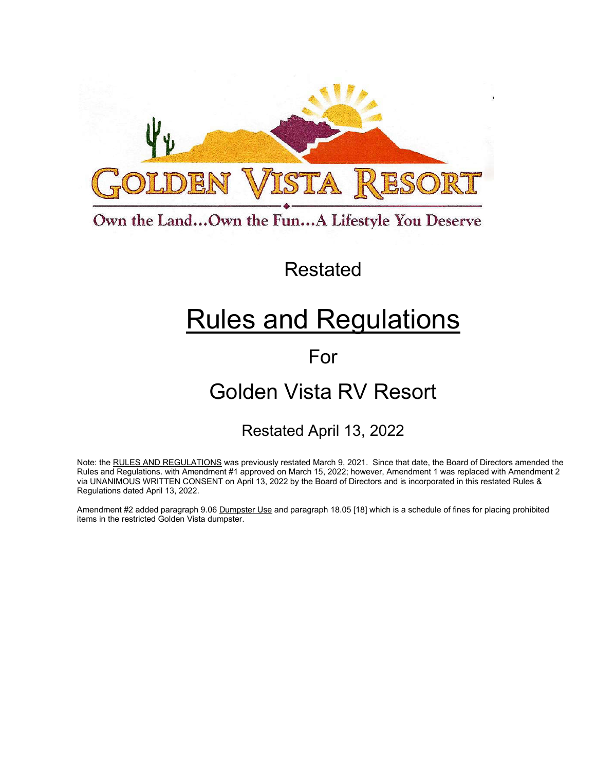GOLDEN VISTA RESORT

Own the Land...Own the Fun...A Lifestyle You Deserve

Restated

# Rules and Regulations

For

## Golden Vista RV Resort

Restated April 13, 2022

Note: the RULES AND REGULATIONS was previously restated March 9, 2021. Since that date, the Board of Directors amended the Rules and Regulations. with Amendment #1 approved on March 15, 2022; however, Amendment 1 was replaced with Amendment 2 via UNANIMOUS WRITTEN CONSENT on April 13, 2022 by the Board of Directors and is incorporated in this restated Rules & Regulations dated April 13, 2022.

Amendment #2 added paragraph 9.06 Dumpster Use and paragraph 18.05 [18] which is a schedule of fines for placing prohibited items in the restricted Golden Vista dumpster.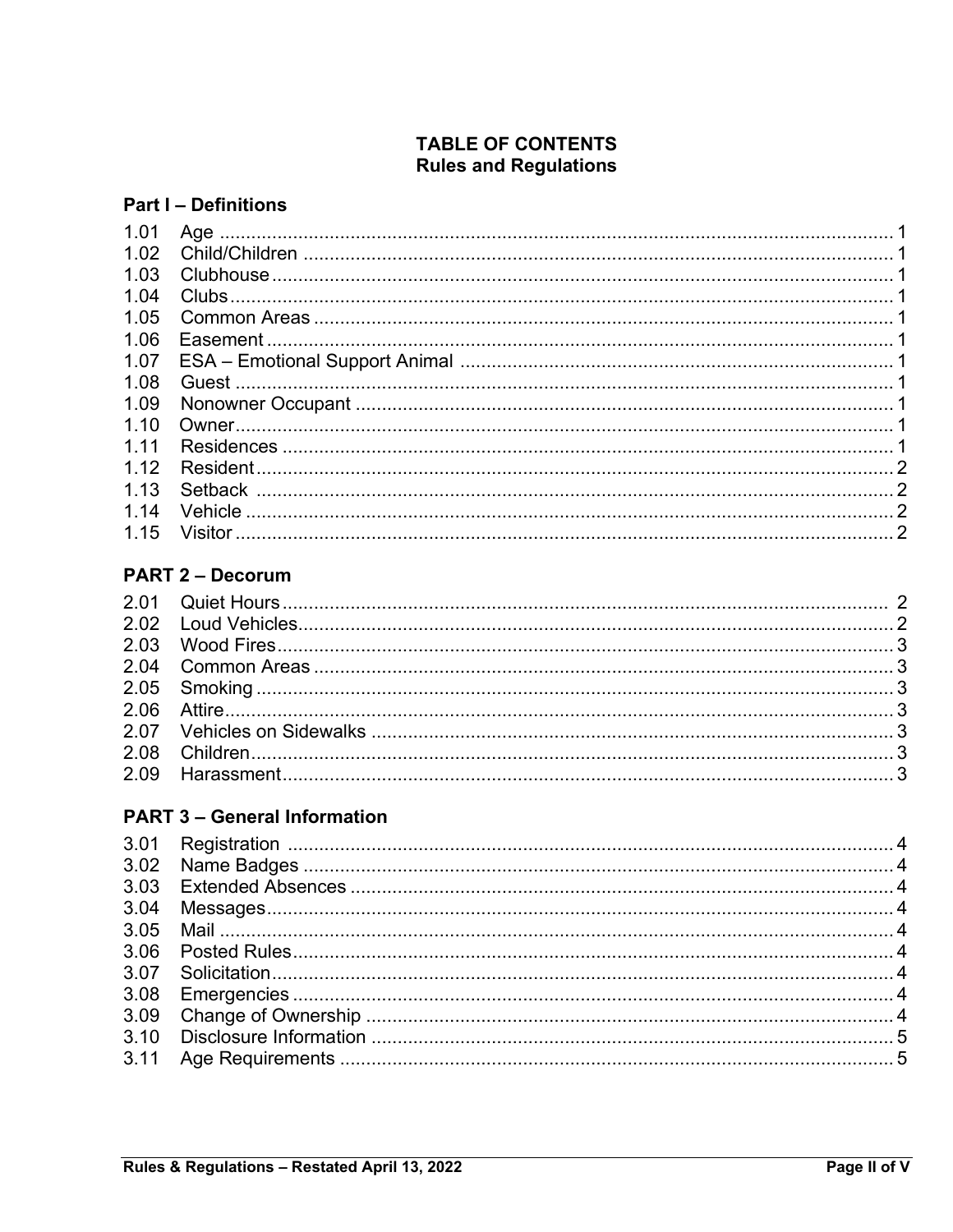# TABLE OF CONTENTS
## Rules and Regulations

### Part I – Definitions

| | | |
|---|---|---|
| 1.01 | Age | 1 |
| 1.02 | Child/Children | 1 |
| 1.03 | Clubhouse | 1 |
| 1.04 | Clubs | 1 |
| 1.05 | Common Areas | 1 |
| 1.06 | Easement | 1 |
| 1.07 | ESA – Emotional Support Animal | 1 |
| 1.08 | Guest | 1 |
| 1.09 | Nonowner Occupant | 1 |
| 1.10 | Owner | 1 |
| 1.11 | Residences | 1 |
| 1.12 | Resident | 2 |
| 1.13 | Setback | 2 |
| 1.14 | Vehicle | 2 |
| 1.15 | Visitor | 2 |

### PART 2 – Decorum

| | | |
|---|---|---|
| 2.01 | Quiet Hours | 2 |
| 2.02 | Loud Vehicles | 2 |
| 2.03 | Wood Fires | 3 |
| 2.04 | Common Areas | 3 |
| 2.05 | Smoking | 3 |
| 2.06 | Attire | 3 |
| 2.07 | Vehicles on Sidewalks | 3 |
| 2.08 | Children | 3 |
| 2.09 | Harassment | 3 |

### PART 3 – General Information

| | | |
|---|---|---|
| 3.01 | Registration | 4 |
| 3.02 | Name Badges | 4 |
| 3.03 | Extended Absences | 4 |
| 3.04 | Messages | 4 |
| 3.05 | Mail | 4 |
| 3.06 | Posted Rules | 4 |
| 3.07 | Solicitation | 4 |
| 3.08 | Emergencies | 4 |
| 3.09 | Change of Ownership | 4 |
| 3.10 | Disclosure Information | 5 |
| 3.11 | Age Requirements | 5 |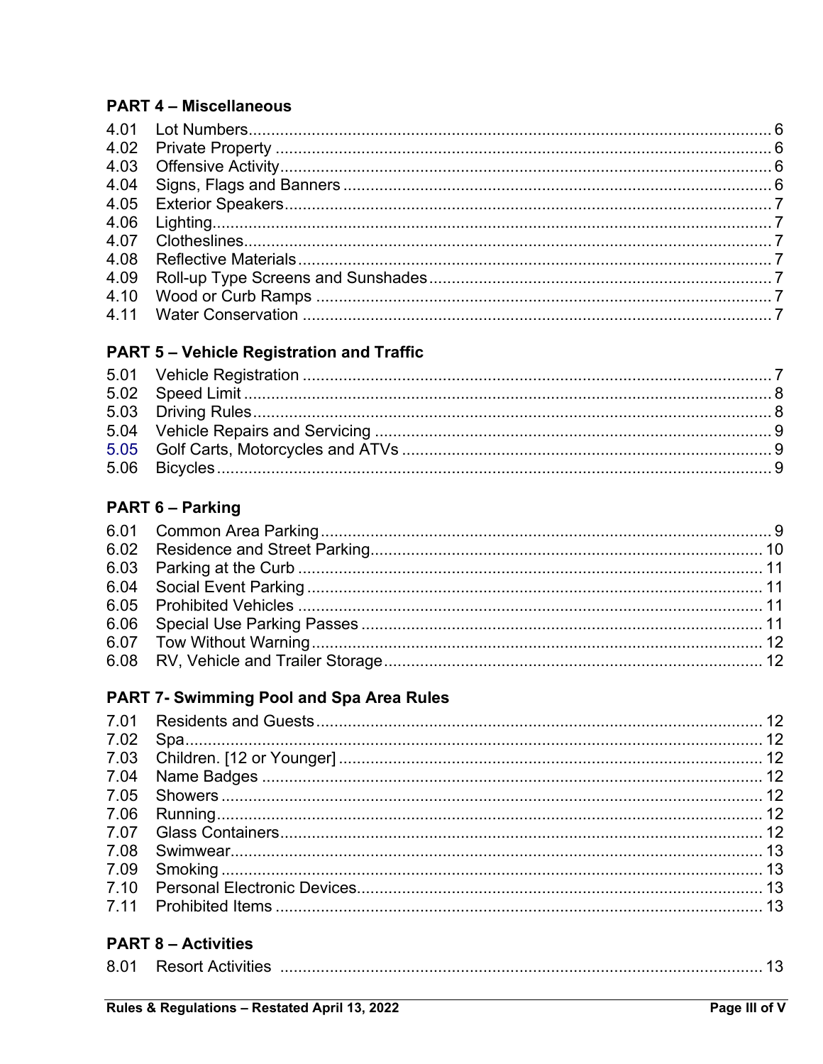## PART 4 – Miscellaneous

4.01 Lot Numbers .......... 6
4.02 Private Property .......... 6
4.03 Offensive Activity .......... 6
4.04 Signs, Flags and Banners .......... 6
4.05 Exterior Speakers .......... 7
4.06 Lighting .......... 7
4.07 Clotheslines .......... 7
4.08 Reflective Materials .......... 7
4.09 Roll-up Type Screens and Sunshades .......... 7
4.10 Wood or Curb Ramps .......... 7
4.11 Water Conservation .......... 7

## PART 5 – Vehicle Registration and Traffic

5.01 Vehicle Registration .......... 7
5.02 Speed Limit .......... 8
5.03 Driving Rules .......... 8
5.04 Vehicle Repairs and Servicing .......... 9
5.05 Golf Carts, Motorcycles and ATVs .......... 9
5.06 Bicycles .......... 9

## PART 6 – Parking

6.01 Common Area Parking .......... 9
6.02 Residence and Street Parking .......... 10
6.03 Parking at the Curb .......... 11
6.04 Social Event Parking .......... 11
6.05 Prohibited Vehicles .......... 11
6.06 Special Use Parking Passes .......... 11
6.07 Tow Without Warning .......... 12
6.08 RV, Vehicle and Trailer Storage .......... 12

## PART 7- Swimming Pool and Spa Area Rules

7.01 Residents and Guests .......... 12
7.02 Spa .......... 12
7.03 Children. [12 or Younger] .......... 12
7.04 Name Badges .......... 12
7.05 Showers .......... 12
7.06 Running .......... 12
7.07 Glass Containers .......... 12
7.08 Swimwear .......... 13
7.09 Smoking .......... 13
7.10 Personal Electronic Devices .......... 13
7.11 Prohibited Items .......... 13

## PART 8 – Activities

8.01 Resort Activities .......... 13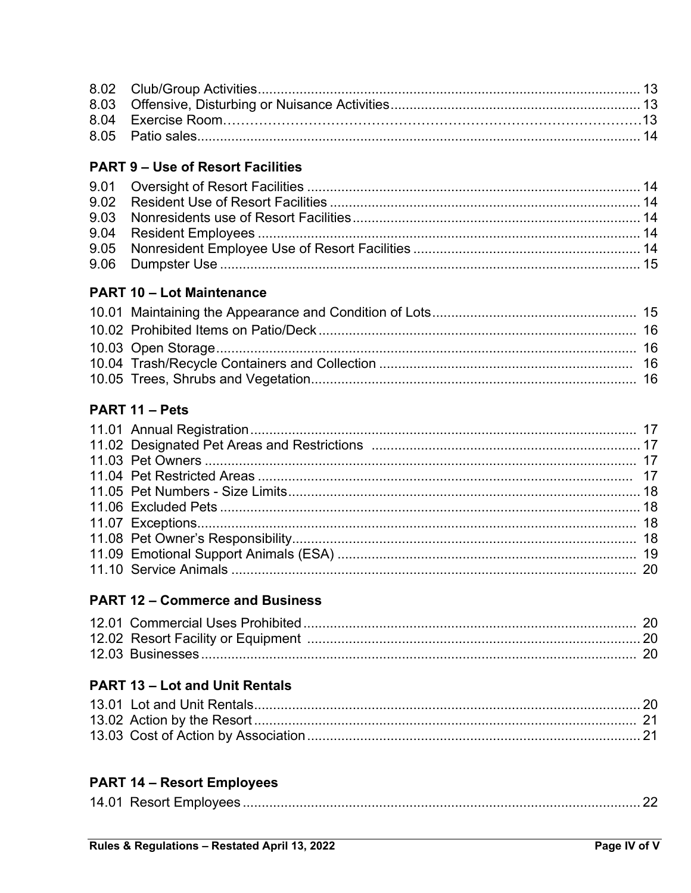8.02 Club/Group Activities .................................................................................................... 13
8.03 Offensive, Disturbing or Nuisance Activities ................................................................. 13
8.04 Exercise Room .............................................................................................................. 13
8.05 Patio sales .................................................................................................................... 14

**PART 9 – Use of Resort Facilities**

9.01 Oversight of Resort Facilities ........................................................................................ 14
9.02 Resident Use of Resort Facilities .................................................................................. 14
9.03 Nonresidents use of Resort Facilities ............................................................................ 14
9.04 Resident Employees ..................................................................................................... 14
9.05 Nonresident Employee Use of Resort Facilities ............................................................ 14
9.06 Dumpster Use ............................................................................................................... 15

**PART 10 – Lot Maintenance**

10.01 Maintaining the Appearance and Condition of Lots ...................................................... 15
10.02 Prohibited Items on Patio/Deck .................................................................................... 16
10.03 Open Storage ............................................................................................................... 16
10.04 Trash/Recycle Containers and Collection .................................................................... 16
10.05 Trees, Shrubs and Vegetation ...................................................................................... 16

**PART 11 – Pets**

11.01 Annual Registration ...................................................................................................... 17
11.02 Designated Pet Areas and Restrictions ....................................................................... 17
11.03 Pet Owners .................................................................................................................. 17
11.04 Pet Restricted Areas .................................................................................................... 17
11.05 Pet Numbers - Size Limits ............................................................................................ 18
11.06 Excluded Pets .............................................................................................................. 18
11.07 Exceptions .................................................................................................................... 18
11.08 Pet Owner's Responsibility ........................................................................................... 18
11.09 Emotional Support Animals (ESA) ............................................................................... 19
11.10 Service Animals ............................................................................................................ 20

**PART 12 – Commerce and Business**

12.01 Commercial Uses Prohibited ........................................................................................ 20
12.02 Resort Facility or Equipment ........................................................................................ 20
12.03 Businesses ................................................................................................................... 20

**PART 13 – Lot and Unit Rentals**

13.01 Lot and Unit Rentals ..................................................................................................... 20
13.02 Action by the Resort ..................................................................................................... 21
13.03 Cost of Action by Association ....................................................................................... 21

**PART 14 – Resort Employees**

14.01 Resort Employees ......................................................................................................... 22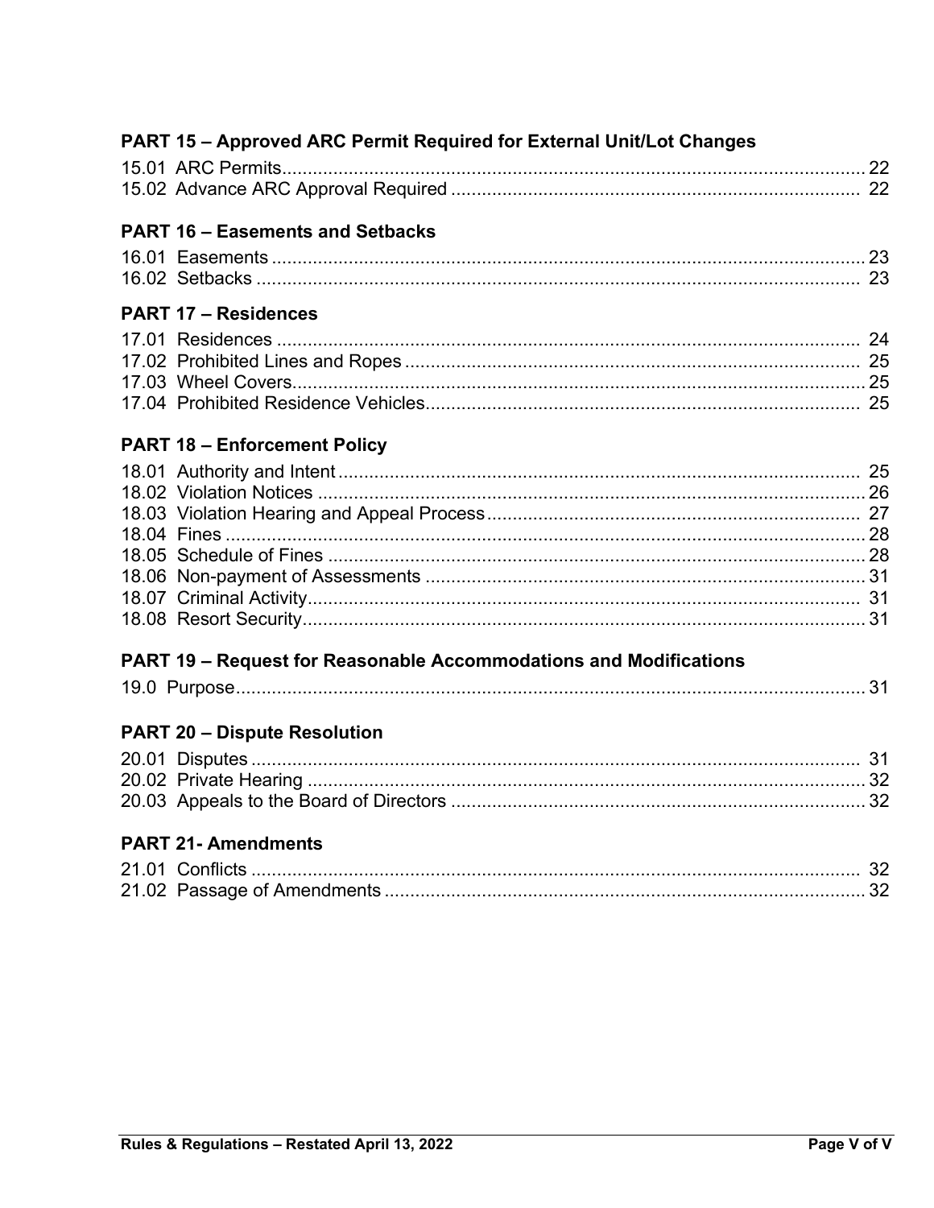**PART 15 – Approved ARC Permit Required for External Unit/Lot Changes**

15.01 ARC Permits ........................................................................ 22
15.02 Advance ARC Approval Required ........................................... 22

**PART 16 – Easements and Setbacks**

16.01 Easements ............................................................................ 23
16.02 Setbacks ............................................................................... 23

**PART 17 – Residences**

17.01 Residences ........................................................................... 24
17.02 Prohibited Lines and Ropes ................................................... 25
17.03 Wheel Covers ......................................................................... 25
17.04 Prohibited Residence Vehicles ............................................... 25

**PART 18 – Enforcement Policy**

18.01 Authority and Intent ................................................................ 25
18.02 Violation Notices .................................................................... 26
18.03 Violation Hearing and Appeal Process .................................... 27
18.04 Fines ..................................................................................... 28
18.05 Schedule of Fines .................................................................. 28
18.06 Non-payment of Assessments ................................................ 31
18.07 Criminal Activity ..................................................................... 31
18.08 Resort Security ...................................................................... 31

**PART 19 – Request for Reasonable Accommodations and Modifications**

19.0 Purpose .................................................................................. 31

**PART 20 – Dispute Resolution**

20.01 Disputes ................................................................................ 31
20.02 Private Hearing ...................................................................... 32
20.03 Appeals to the Board of Directors ........................................... 32

**PART 21- Amendments**

21.01 Conflicts ................................................................................ 32
21.02 Passage of Amendments ....................................................... 32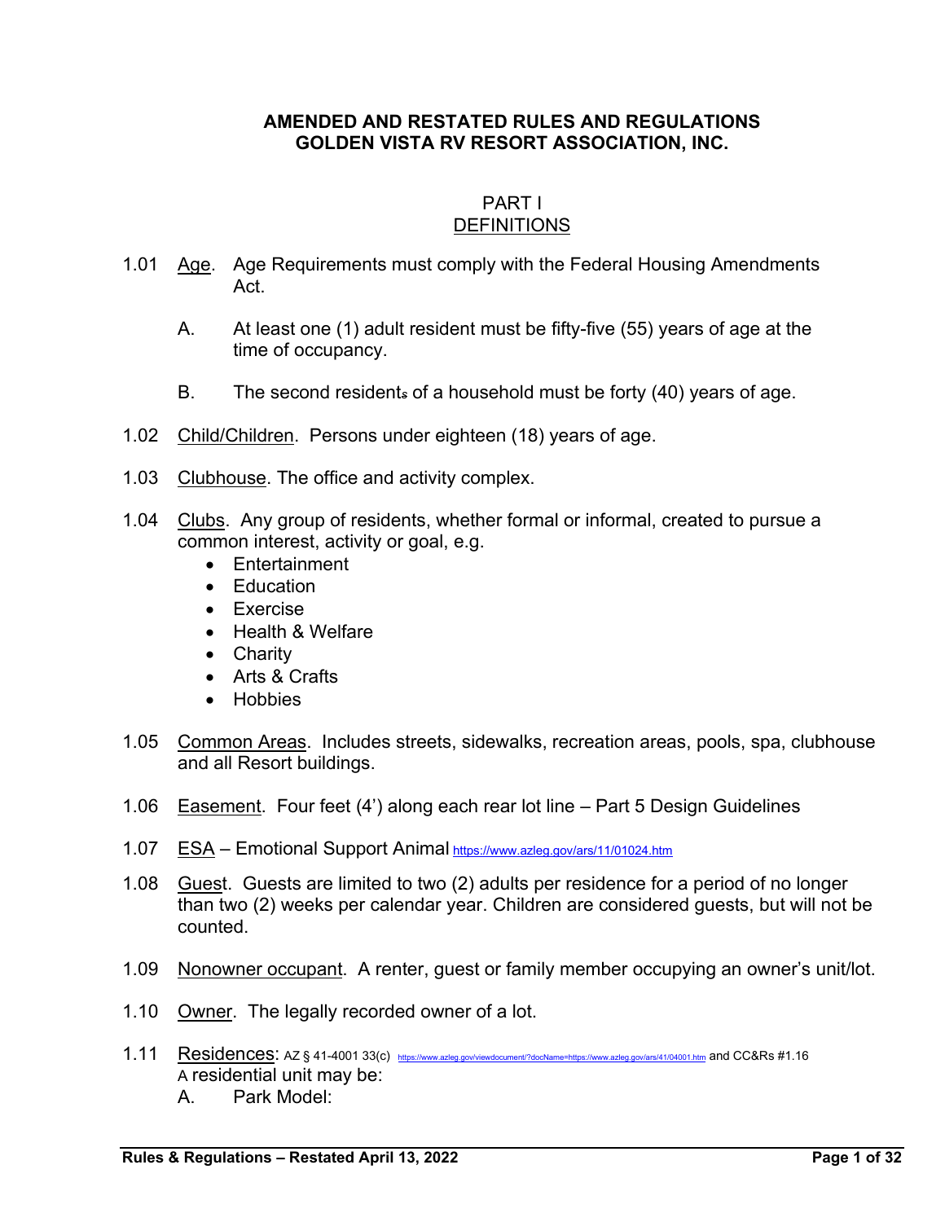**AMENDED AND RESTATED RULES AND REGULATIONS**
**GOLDEN VISTA RV RESORT ASSOCIATION, INC.**

## PART I
## DEFINITIONS

1.01 Age. Age Requirements must comply with the Federal Housing Amendments Act.

A. At least one (1) adult resident must be fifty-five (55) years of age at the time of occupancy.

B. The second residents of a household must be forty (40) years of age.

1.02 Child/Children. Persons under eighteen (18) years of age.

1.03 Clubhouse. The office and activity complex.

1.04 Clubs. Any group of residents, whether formal or informal, created to pursue a common interest, activity or goal, e.g.

- Entertainment
- Education
- Exercise
- Health & Welfare
- Charity
- Arts & Crafts
- Hobbies

1.05 Common Areas. Includes streets, sidewalks, recreation areas, pools, spa, clubhouse and all Resort buildings.

1.06 Easement. Four feet (4') along each rear lot line – Part 5 Design Guidelines

1.07 ESA – Emotional Support Animal https://www.azleg.gov/ars/11/01024.htm

1.08 Guest. Guests are limited to two (2) adults per residence for a period of no longer than two (2) weeks per calendar year. Children are considered guests, but will not be counted.

1.09 Nonowner occupant. A renter, guest or family member occupying an owner's unit/lot.

1.10 Owner. The legally recorded owner of a lot.

1.11 Residences: AZ § 41-4001 33(c) https://www.azleg.gov/viewdocument/?docName=https://www.azleg.gov/ars/41/04001.htm and CC&Rs #1.16
A residential unit may be:

A. Park Model: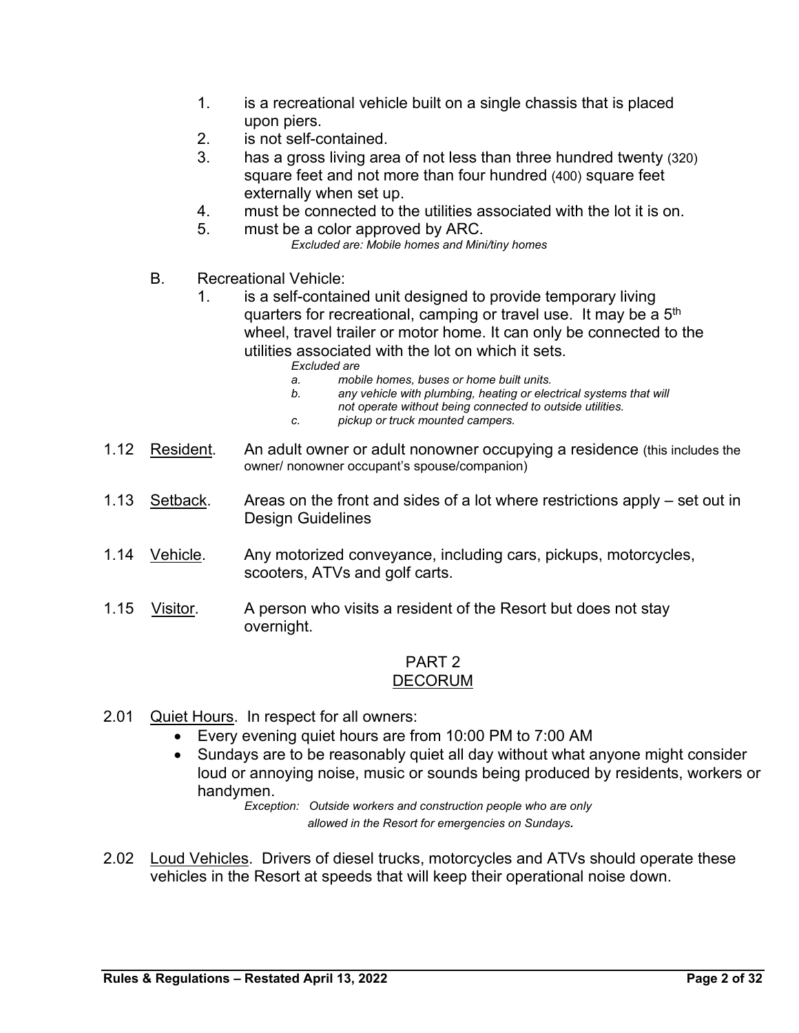1. is a recreational vehicle built on a single chassis that is placed upon piers.
2. is not self-contained.
3. has a gross living area of not less than three hundred twenty (320) square feet and not more than four hundred (400) square feet externally when set up.
4. must be connected to the utilities associated with the lot it is on.
5. must be a color approved by ARC.

   *Excluded are: Mobile homes and Mini/tiny homes*

B. Recreational Vehicle:

1. is a self-contained unit designed to provide temporary living quarters for recreational, camping or travel use. It may be a 5th wheel, travel trailer or motor home. It can only be connected to the utilities associated with the lot on which it sets.

   *Excluded are*

   *a. mobile homes, buses or home built units.*

   *b. any vehicle with plumbing, heating or electrical systems that will not operate without being connected to outside utilities.*

   *c. pickup or truck mounted campers.*

1.12 Resident. An adult owner or adult nonowner occupying a residence (this includes the owner/ nonowner occupant's spouse/companion)

1.13 Setback. Areas on the front and sides of a lot where restrictions apply – set out in Design Guidelines

1.14 Vehicle. Any motorized conveyance, including cars, pickups, motorcycles, scooters, ATVs and golf carts.

1.15 Visitor. A person who visits a resident of the Resort but does not stay overnight.

## PART 2
## DECORUM

2.01 Quiet Hours. In respect for all owners:

- Every evening quiet hours are from 10:00 PM to 7:00 AM
- Sundays are to be reasonably quiet all day without what anyone might consider loud or annoying noise, music or sounds being produced by residents, workers or handymen.

  *Exception: Outside workers and construction people who are only allowed in the Resort for emergencies on Sundays.*

2.02 Loud Vehicles. Drivers of diesel trucks, motorcycles and ATVs should operate these vehicles in the Resort at speeds that will keep their operational noise down.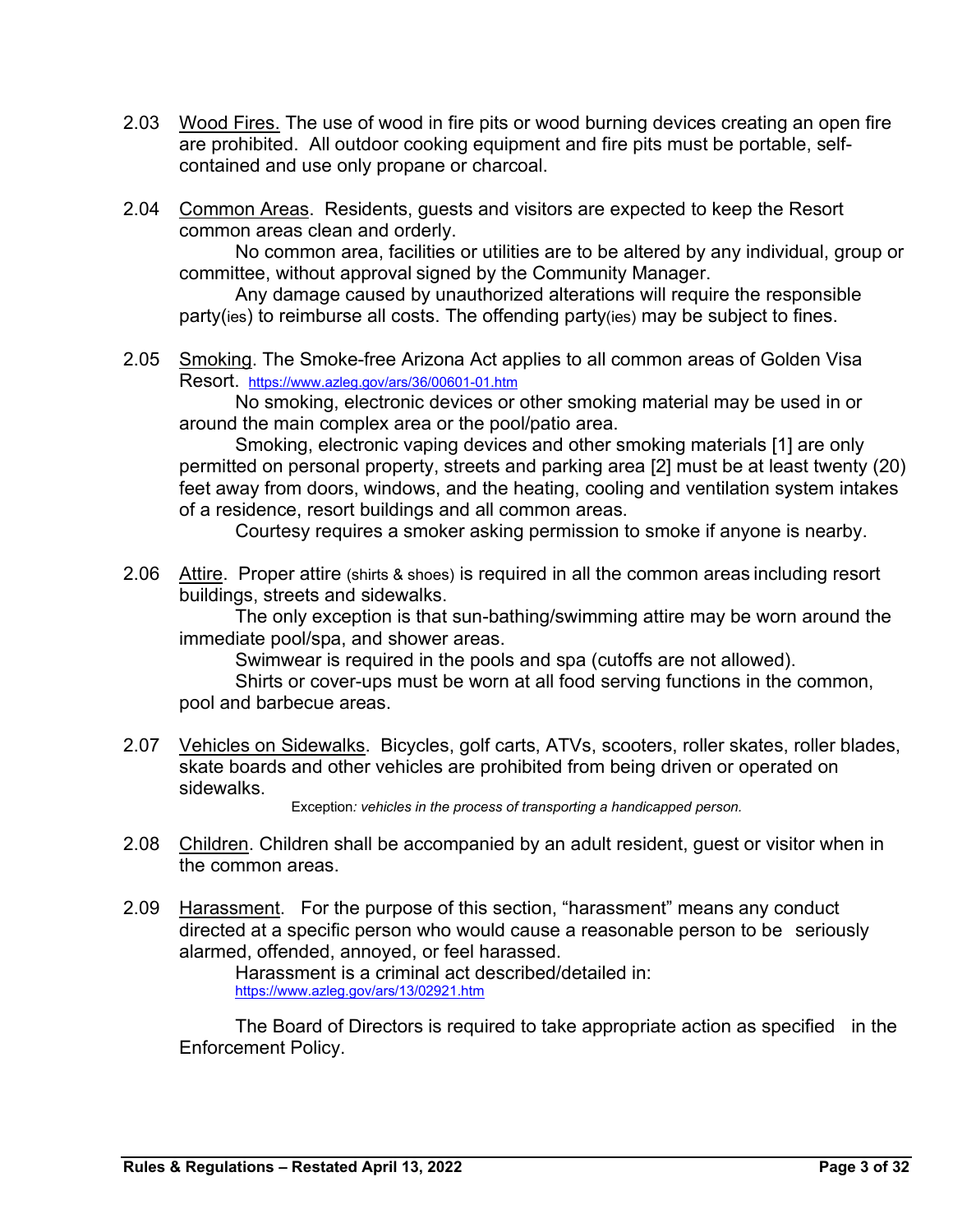2.03 Wood Fires. The use of wood in fire pits or wood burning devices creating an open fire are prohibited. All outdoor cooking equipment and fire pits must be portable, self-contained and use only propane or charcoal.

2.04 Common Areas. Residents, guests and visitors are expected to keep the Resort common areas clean and orderly.

No common area, facilities or utilities are to be altered by any individual, group or committee, without approval signed by the Community Manager.

Any damage caused by unauthorized alterations will require the responsible party(ies) to reimburse all costs. The offending party(ies) may be subject to fines.

2.05 Smoking. The Smoke-free Arizona Act applies to all common areas of Golden Visa Resort. https://www.azleg.gov/ars/36/00601-01.htm

No smoking, electronic devices or other smoking material may be used in or around the main complex area or the pool/patio area.

Smoking, electronic vaping devices and other smoking materials [1] are only permitted on personal property, streets and parking area [2] must be at least twenty (20) feet away from doors, windows, and the heating, cooling and ventilation system intakes of a residence, resort buildings and all common areas.

Courtesy requires a smoker asking permission to smoke if anyone is nearby.

2.06 Attire. Proper attire (shirts & shoes) is required in all the common areas including resort buildings, streets and sidewalks.

The only exception is that sun-bathing/swimming attire may be worn around the immediate pool/spa, and shower areas.

Swimwear is required in the pools and spa (cutoffs are not allowed).

Shirts or cover-ups must be worn at all food serving functions in the common, pool and barbecue areas.

2.07 Vehicles on Sidewalks. Bicycles, golf carts, ATVs, scooters, roller skates, roller blades, skate boards and other vehicles are prohibited from being driven or operated on sidewalks.

Exception*: vehicles in the process of transporting a handicapped person.*

2.08 Children. Children shall be accompanied by an adult resident, guest or visitor when in the common areas.

2.09 Harassment. For the purpose of this section, "harassment" means any conduct directed at a specific person who would cause a reasonable person to be seriously alarmed, offended, annoyed, or feel harassed.

Harassment is a criminal act described/detailed in:
https://www.azleg.gov/ars/13/02921.htm

The Board of Directors is required to take appropriate action as specified in the Enforcement Policy.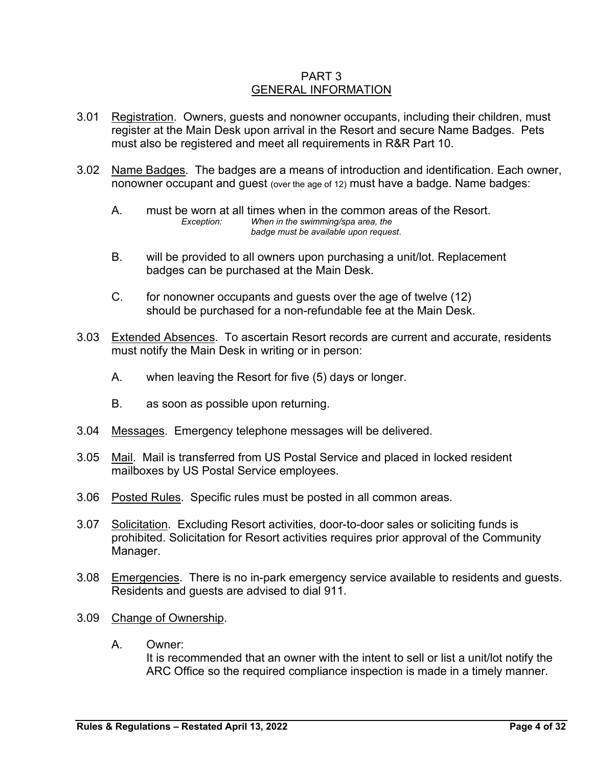# PART 3
## GENERAL INFORMATION

3.01 Registration. Owners, guests and nonowner occupants, including their children, must register at the Main Desk upon arrival in the Resort and secure Name Badges. Pets must also be registered and meet all requirements in R&R Part 10.

3.02 Name Badges. The badges are a means of introduction and identification. Each owner, nonowner occupant and guest (over the age of 12) must have a badge. Name badges:

- A. must be worn at all times when in the common areas of the Resort.
  *Exception: When in the swimming/spa area, the badge must be available upon request.*
- B. will be provided to all owners upon purchasing a unit/lot. Replacement badges can be purchased at the Main Desk.
- C. for nonowner occupants and guests over the age of twelve (12) should be purchased for a non-refundable fee at the Main Desk.

3.03 Extended Absences. To ascertain Resort records are current and accurate, residents must notify the Main Desk in writing or in person:

- A. when leaving the Resort for five (5) days or longer.
- B. as soon as possible upon returning.

3.04 Messages. Emergency telephone messages will be delivered.

3.05 Mail. Mail is transferred from US Postal Service and placed in locked resident mailboxes by US Postal Service employees.

3.06 Posted Rules. Specific rules must be posted in all common areas.

3.07 Solicitation. Excluding Resort activities, door-to-door sales or soliciting funds is prohibited. Solicitation for Resort activities requires prior approval of the Community Manager.

3.08 Emergencies. There is no in-park emergency service available to residents and guests. Residents and guests are advised to dial 911.

3.09 Change of Ownership.

- A. Owner:
  It is recommended that an owner with the intent to sell or list a unit/lot notify the ARC Office so the required compliance inspection is made in a timely manner.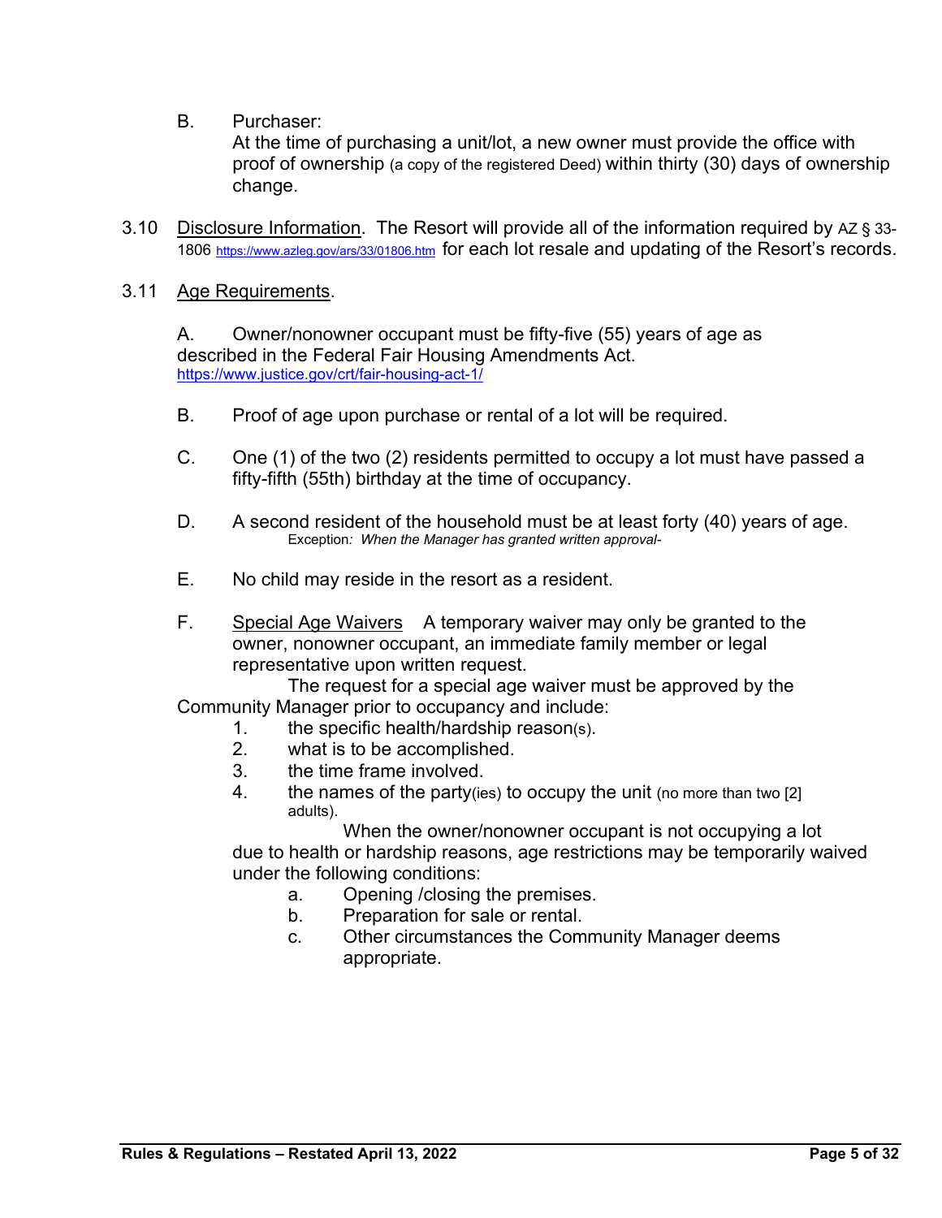B. Purchaser:
At the time of purchasing a unit/lot, a new owner must provide the office with proof of ownership (a copy of the registered Deed) within thirty (30) days of ownership change.

3.10 <u>Disclosure Information</u>. The Resort will provide all of the information required by AZ § 33-1806 https://www.azleg.gov/ars/33/01806.htm for each lot resale and updating of the Resort's records.

3.11 <u>Age Requirements</u>.

A. Owner/nonowner occupant must be fifty-five (55) years of age as described in the Federal Fair Housing Amendments Act. https://www.justice.gov/crt/fair-housing-act-1/

B. Proof of age upon purchase or rental of a lot will be required.

C. One (1) of the two (2) residents permitted to occupy a lot must have passed a fifty-fifth (55th) birthday at the time of occupancy.

D. A second resident of the household must be at least forty (40) years of age.
Exception*: When the Manager has granted written approval-*

E. No child may reside in the resort as a resident.

F. <u>Special Age Waivers</u> A temporary waiver may only be granted to the owner, nonowner occupant, an immediate family member or legal representative upon written request.

The request for a special age waiver must be approved by the Community Manager prior to occupancy and include:

1. the specific health/hardship reason(s).
2. what is to be accomplished.
3. the time frame involved.
4. the names of the party(ies) to occupy the unit (no more than two [2] adults).

When the owner/nonowner occupant is not occupying a lot due to health or hardship reasons, age restrictions may be temporarily waived under the following conditions:

a. Opening /closing the premises.
b. Preparation for sale or rental.
c. Other circumstances the Community Manager deems appropriate.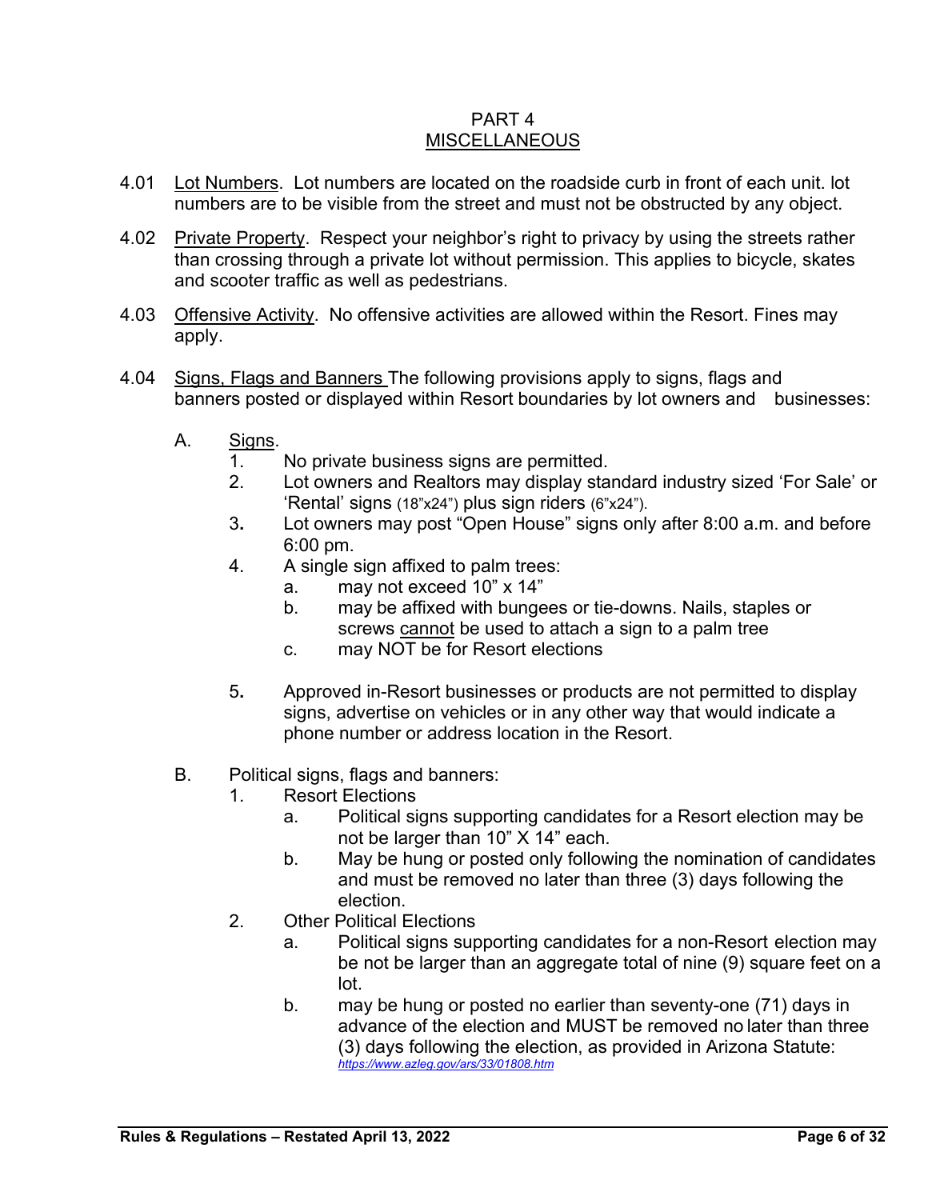## PART 4
## MISCELLANEOUS

4.01 Lot Numbers. Lot numbers are located on the roadside curb in front of each unit. lot numbers are to be visible from the street and must not be obstructed by any object.

4.02 Private Property. Respect your neighbor's right to privacy by using the streets rather than crossing through a private lot without permission. This applies to bicycle, skates and scooter traffic as well as pedestrians.

4.03 Offensive Activity. No offensive activities are allowed within the Resort. Fines may apply.

4.04 Signs, Flags and Banners The following provisions apply to signs, flags and banners posted or displayed within Resort boundaries by lot owners and businesses:

A. Signs.
1. No private business signs are permitted.
2. Lot owners and Realtors may display standard industry sized 'For Sale' or 'Rental' signs (18"x24") plus sign riders (6"x24").
3. Lot owners may post "Open House" signs only after 8:00 a.m. and before 6:00 pm.
4. A single sign affixed to palm trees:
   a. may not exceed 10" x 14"
   b. may be affixed with bungees or tie-downs. Nails, staples or screws cannot be used to attach a sign to a palm tree
   c. may NOT be for Resort elections

5. Approved in-Resort businesses or products are not permitted to display signs, advertise on vehicles or in any other way that would indicate a phone number or address location in the Resort.

B. Political signs, flags and banners:
1. Resort Elections
   a. Political signs supporting candidates for a Resort election may be not be larger than 10" X 14" each.
   b. May be hung or posted only following the nomination of candidates and must be removed no later than three (3) days following the election.
2. Other Political Elections
   a. Political signs supporting candidates for a non-Resort election may be not be larger than an aggregate total of nine (9) square feet on a lot.
   b. may be hung or posted no earlier than seventy-one (71) days in advance of the election and MUST be removed no later than three (3) days following the election, as provided in Arizona Statute: *https://www.azleg.gov/ars/33/01808.htm*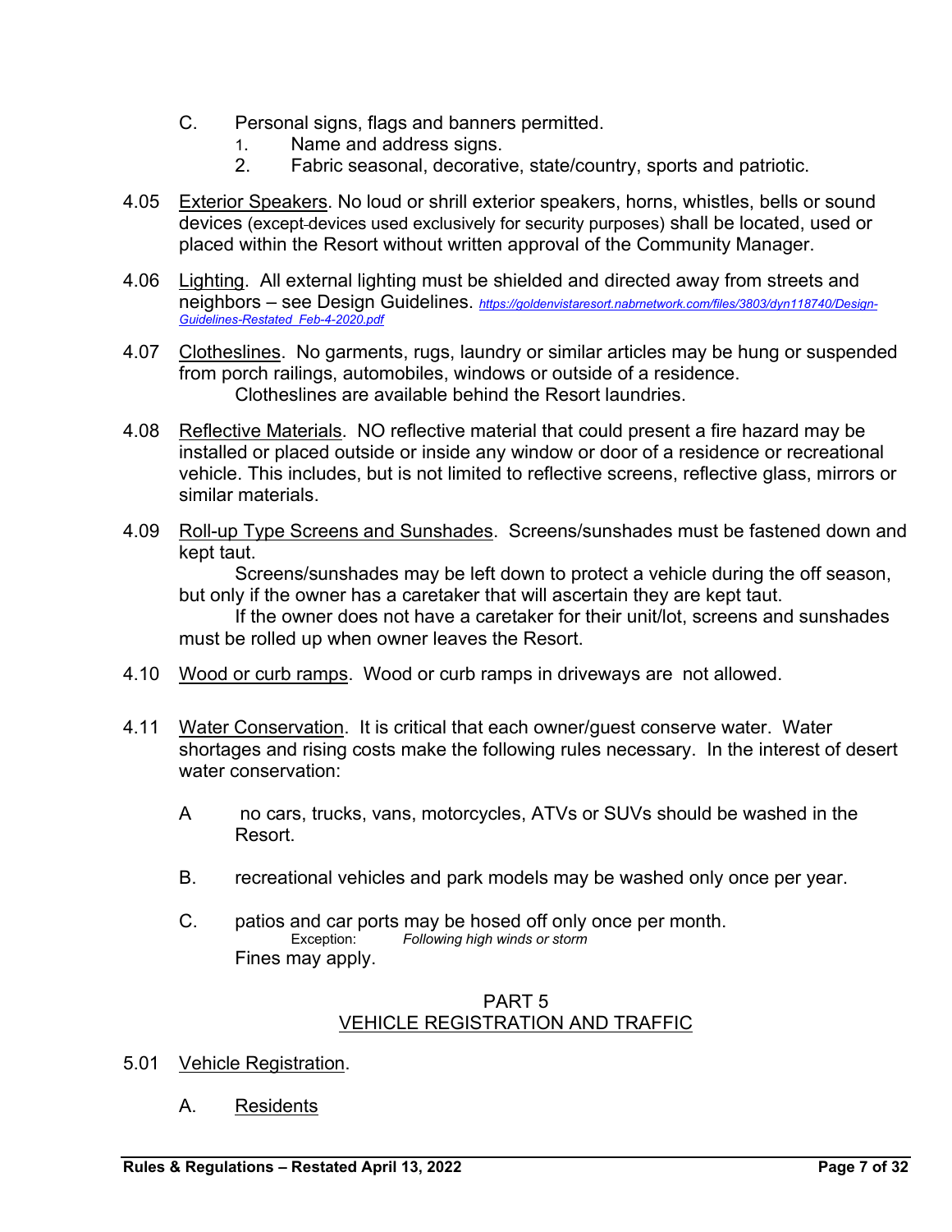C. Personal signs, flags and banners permitted.
   1. Name and address signs.
   2. Fabric seasonal, decorative, state/country, sports and patriotic.

4.05 Exterior Speakers. No loud or shrill exterior speakers, horns, whistles, bells or sound devices (except devices used exclusively for security purposes) shall be located, used or placed within the Resort without written approval of the Community Manager.

4.06 Lighting. All external lighting must be shielded and directed away from streets and neighbors – see Design Guidelines. *https://goldenvistaresort.nabrnetwork.com/files/3803/dyn118740/Design-Guidelines-Restated_Feb-4-2020.pdf*

4.07 Clotheslines. No garments, rugs, laundry or similar articles may be hung or suspended from porch railings, automobiles, windows or outside of a residence.
Clotheslines are available behind the Resort laundries.

4.08 Reflective Materials. NO reflective material that could present a fire hazard may be installed or placed outside or inside any window or door of a residence or recreational vehicle. This includes, but is not limited to reflective screens, reflective glass, mirrors or similar materials.

4.09 Roll-up Type Screens and Sunshades. Screens/sunshades must be fastened down and kept taut.
Screens/sunshades may be left down to protect a vehicle during the off season, but only if the owner has a caretaker that will ascertain they are kept taut.
If the owner does not have a caretaker for their unit/lot, screens and sunshades must be rolled up when owner leaves the Resort.

4.10 Wood or curb ramps. Wood or curb ramps in driveways are not allowed.

4.11 Water Conservation. It is critical that each owner/guest conserve water. Water shortages and rising costs make the following rules necessary. In the interest of desert water conservation:

A no cars, trucks, vans, motorcycles, ATVs or SUVs should be washed in the Resort.

B. recreational vehicles and park models may be washed only once per year.

C. patios and car ports may be hosed off only once per month.
Exception: *Following high winds or storm*
Fines may apply.

## PART 5
## VEHICLE REGISTRATION AND TRAFFIC

5.01 Vehicle Registration.

A. Residents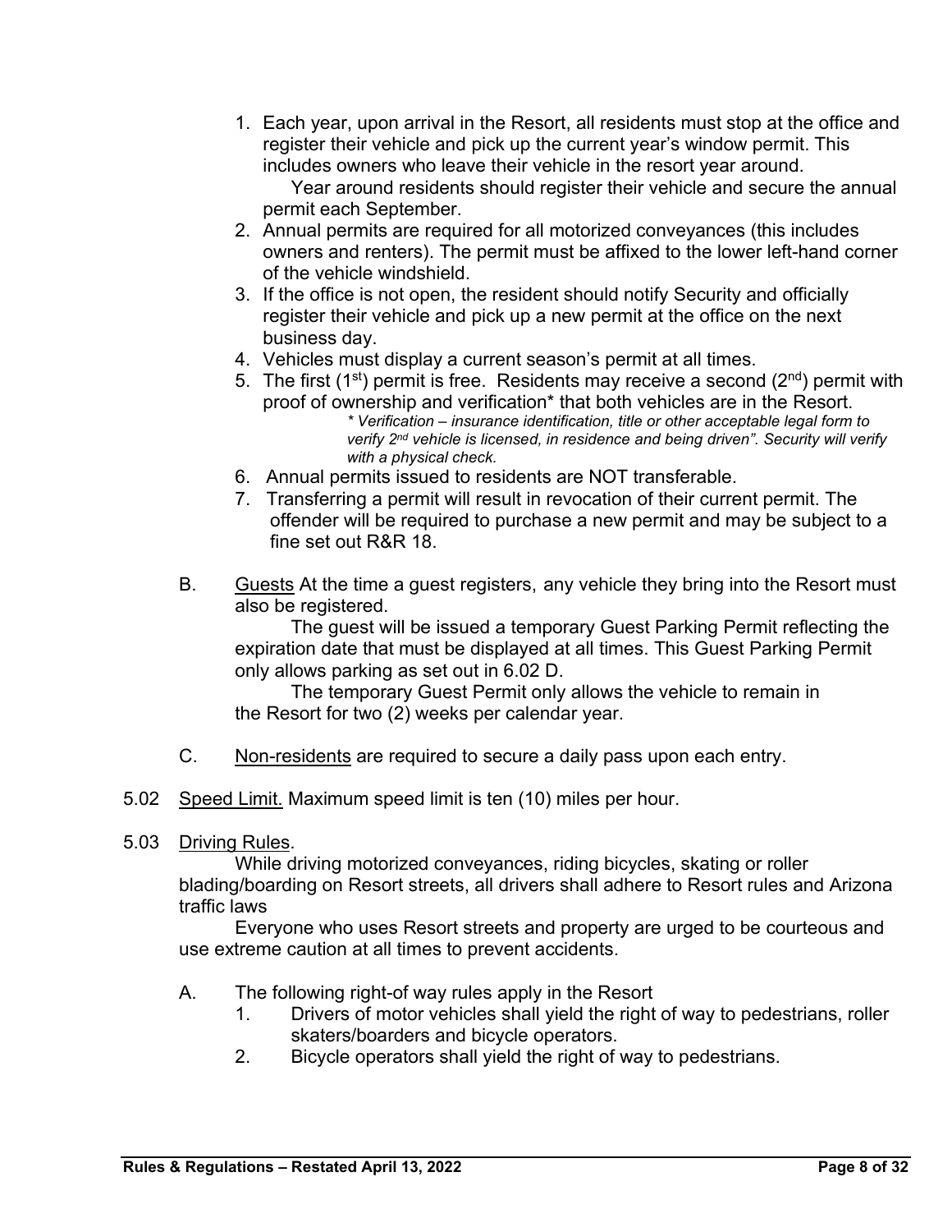1. Each year, upon arrival in the Resort, all residents must stop at the office and register their vehicle and pick up the current year's window permit. This includes owners who leave their vehicle in the resort year around.
   Year around residents should register their vehicle and secure the annual permit each September.
2. Annual permits are required for all motorized conveyances (this includes owners and renters). The permit must be affixed to the lower left-hand corner of the vehicle windshield.
3. If the office is not open, the resident should notify Security and officially register their vehicle and pick up a new permit at the office on the next business day.
4. Vehicles must display a current season's permit at all times.
5. The first (1st) permit is free. Residents may receive a second (2nd) permit with proof of ownership and verification* that both vehicles are in the Resort.
   *\* Verification – insurance identification, title or other acceptable legal form to verify 2nd vehicle is licensed, in residence and being driven". Security will verify with a physical check.*
6. Annual permits issued to residents are NOT transferable.
7. Transferring a permit will result in revocation of their current permit. The offender will be required to purchase a new permit and may be subject to a fine set out R&R 18.

B. Guests At the time a guest registers, any vehicle they bring into the Resort must also be registered.
   The guest will be issued a temporary Guest Parking Permit reflecting the expiration date that must be displayed at all times. This Guest Parking Permit only allows parking as set out in 6.02 D.
   The temporary Guest Permit only allows the vehicle to remain in the Resort for two (2) weeks per calendar year.

C. Non-residents are required to secure a daily pass upon each entry.

5.02 Speed Limit. Maximum speed limit is ten (10) miles per hour.

5.03 Driving Rules.

While driving motorized conveyances, riding bicycles, skating or roller blading/boarding on Resort streets, all drivers shall adhere to Resort rules and Arizona traffic laws

Everyone who uses Resort streets and property are urged to be courteous and use extreme caution at all times to prevent accidents.

A. The following right-of way rules apply in the Resort
   1. Drivers of motor vehicles shall yield the right of way to pedestrians, roller skaters/boarders and bicycle operators.
   2. Bicycle operators shall yield the right of way to pedestrians.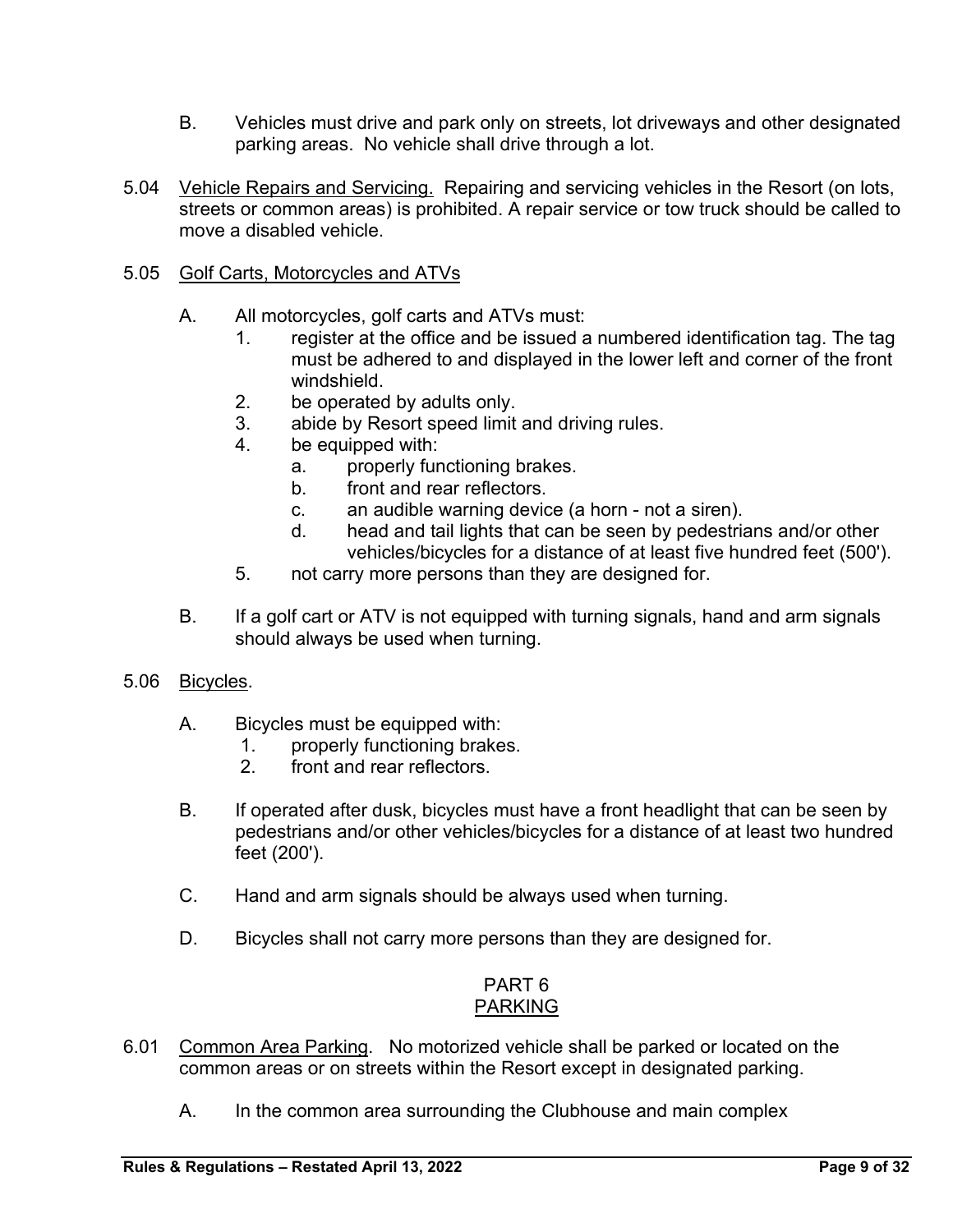B. Vehicles must drive and park only on streets, lot driveways and other designated parking areas. No vehicle shall drive through a lot.

5.04 Vehicle Repairs and Servicing. Repairing and servicing vehicles in the Resort (on lots, streets or common areas) is prohibited. A repair service or tow truck should be called to move a disabled vehicle.

5.05 Golf Carts, Motorcycles and ATVs

A. All motorcycles, golf carts and ATVs must:
   1. register at the office and be issued a numbered identification tag. The tag must be adhered to and displayed in the lower left and corner of the front windshield.
   2. be operated by adults only.
   3. abide by Resort speed limit and driving rules.
   4. be equipped with:
      a. properly functioning brakes.
      b. front and rear reflectors.
      c. an audible warning device (a horn - not a siren).
      d. head and tail lights that can be seen by pedestrians and/or other vehicles/bicycles for a distance of at least five hundred feet (500').
   5. not carry more persons than they are designed for.

B. If a golf cart or ATV is not equipped with turning signals, hand and arm signals should always be used when turning.

5.06 Bicycles.

A. Bicycles must be equipped with:
   1. properly functioning brakes.
   2. front and rear reflectors.

B. If operated after dusk, bicycles must have a front headlight that can be seen by pedestrians and/or other vehicles/bicycles for a distance of at least two hundred feet (200').

C. Hand and arm signals should be always used when turning.

D. Bicycles shall not carry more persons than they are designed for.

## PART 6
## PARKING

6.01 Common Area Parking. No motorized vehicle shall be parked or located on the common areas or on streets within the Resort except in designated parking.

A. In the common area surrounding the Clubhouse and main complex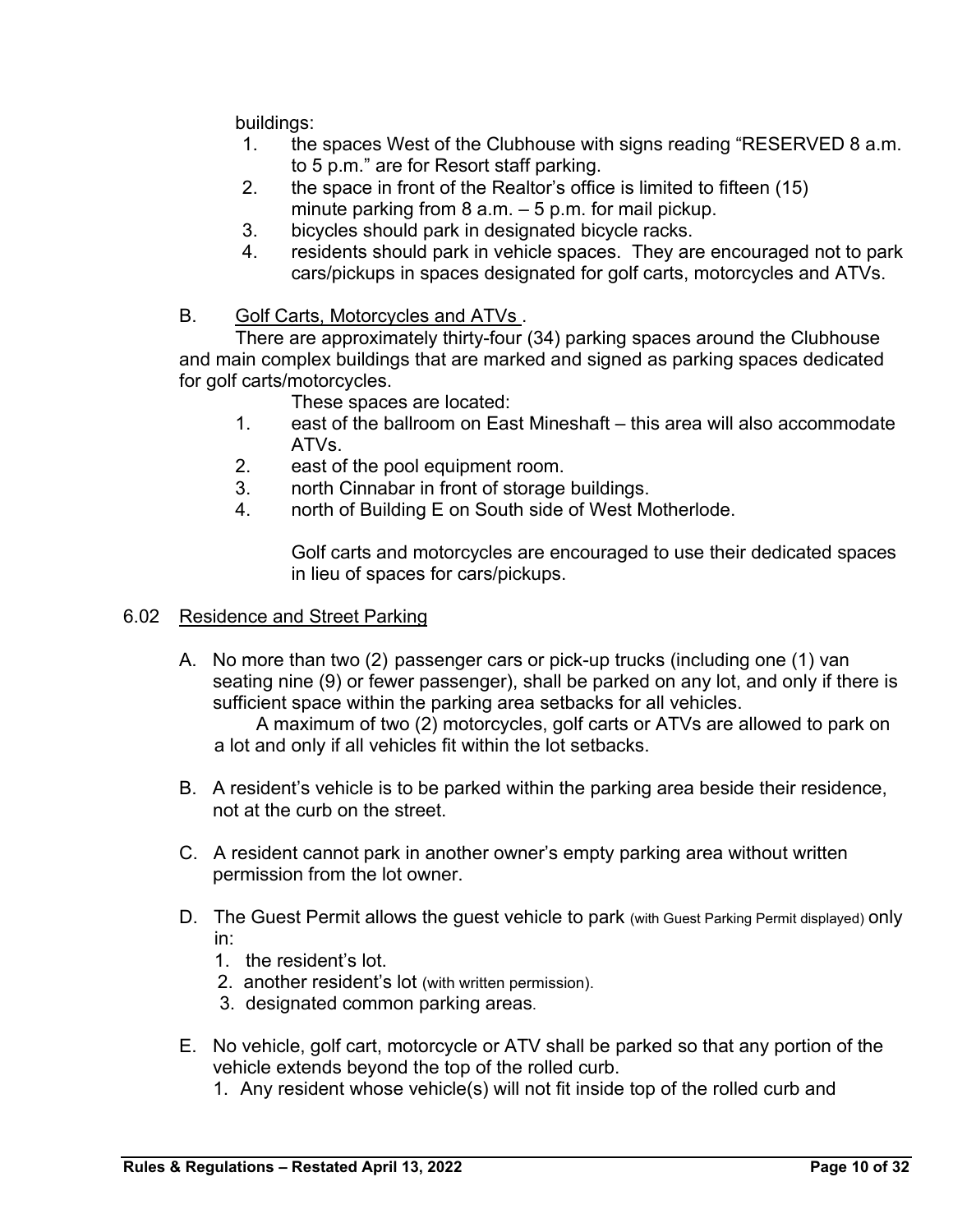buildings:

1. the spaces West of the Clubhouse with signs reading "RESERVED 8 a.m. to 5 p.m." are for Resort staff parking.
2. the space in front of the Realtor's office is limited to fifteen (15) minute parking from 8 a.m. – 5 p.m. for mail pickup.
3. bicycles should park in designated bicycle racks.
4. residents should park in vehicle spaces. They are encouraged not to park cars/pickups in spaces designated for golf carts, motorcycles and ATVs.

B. Golf Carts, Motorcycles and ATVs .

There are approximately thirty-four (34) parking spaces around the Clubhouse and main complex buildings that are marked and signed as parking spaces dedicated for golf carts/motorcycles.

These spaces are located:

1. east of the ballroom on East Mineshaft – this area will also accommodate ATVs.
2. east of the pool equipment room.
3. north Cinnabar in front of storage buildings.
4. north of Building E on South side of West Motherlode.

Golf carts and motorcycles are encouraged to use their dedicated spaces in lieu of spaces for cars/pickups.

## 6.02 Residence and Street Parking

A. No more than two (2) passenger cars or pick-up trucks (including one (1) van seating nine (9) or fewer passenger), shall be parked on any lot, and only if there is sufficient space within the parking area setbacks for all vehicles.

A maximum of two (2) motorcycles, golf carts or ATVs are allowed to park on a lot and only if all vehicles fit within the lot setbacks.

B. A resident's vehicle is to be parked within the parking area beside their residence, not at the curb on the street.

C. A resident cannot park in another owner's empty parking area without written permission from the lot owner.

D. The Guest Permit allows the guest vehicle to park (with Guest Parking Permit displayed) only in:

1. the resident's lot.
2. another resident's lot (with written permission).
3. designated common parking areas.

E. No vehicle, golf cart, motorcycle or ATV shall be parked so that any portion of the vehicle extends beyond the top of the rolled curb.

1. Any resident whose vehicle(s) will not fit inside top of the rolled curb and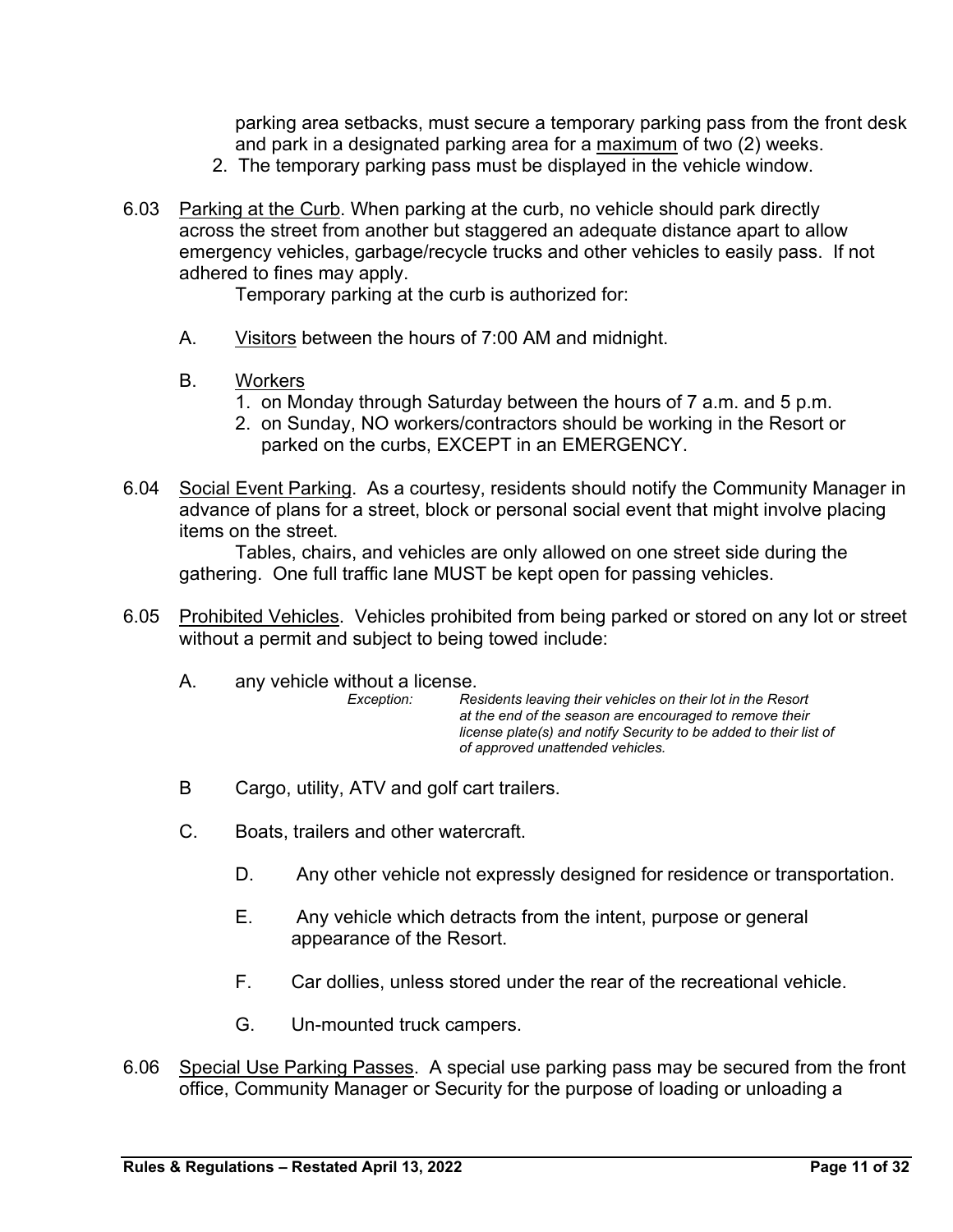parking area setbacks, must secure a temporary parking pass from the front desk and park in a designated parking area for a <u>maximum</u> of two (2) weeks.

2. The temporary parking pass must be displayed in the vehicle window.

6.03 <u>Parking at the Curb</u>. When parking at the curb, no vehicle should park directly across the street from another but staggered an adequate distance apart to allow emergency vehicles, garbage/recycle trucks and other vehicles to easily pass. If not adhered to fines may apply.

Temporary parking at the curb is authorized for:

A. <u>Visitors</u> between the hours of 7:00 AM and midnight.

B. <u>Workers</u>
   1. on Monday through Saturday between the hours of 7 a.m. and 5 p.m.
   2. on Sunday, NO workers/contractors should be working in the Resort or parked on the curbs, EXCEPT in an EMERGENCY.

6.04 <u>Social Event Parking</u>. As a courtesy, residents should notify the Community Manager in advance of plans for a street, block or personal social event that might involve placing items on the street.

Tables, chairs, and vehicles are only allowed on one street side during the gathering. One full traffic lane MUST be kept open for passing vehicles.

6.05 <u>Prohibited Vehicles</u>. Vehicles prohibited from being parked or stored on any lot or street without a permit and subject to being towed include:

A. any vehicle without a license.

*Exception: Residents leaving their vehicles on their lot in the Resort at the end of the season are encouraged to remove their license plate(s) and notify Security to be added to their list of of approved unattended vehicles.*

B Cargo, utility, ATV and golf cart trailers.

C. Boats, trailers and other watercraft.

D. Any other vehicle not expressly designed for residence or transportation.

E. Any vehicle which detracts from the intent, purpose or general appearance of the Resort.

F. Car dollies, unless stored under the rear of the recreational vehicle.

G. Un-mounted truck campers.

6.06 <u>Special Use Parking Passes</u>. A special use parking pass may be secured from the front office, Community Manager or Security for the purpose of loading or unloading a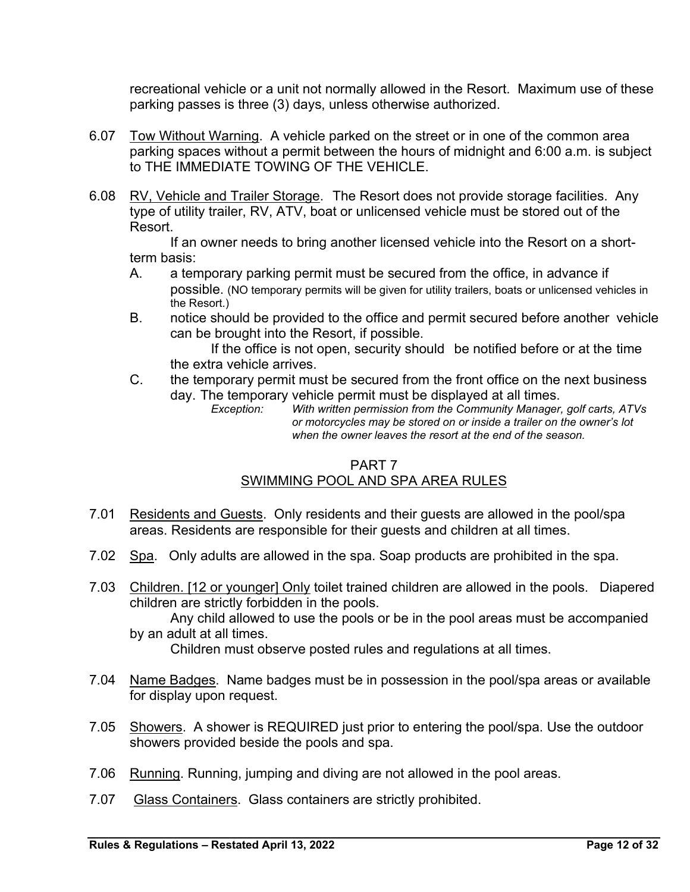recreational vehicle or a unit not normally allowed in the Resort. Maximum use of these parking passes is three (3) days, unless otherwise authorized.

6.07 Tow Without Warning. A vehicle parked on the street or in one of the common area parking spaces without a permit between the hours of midnight and 6:00 a.m. is subject to THE IMMEDIATE TOWING OF THE VEHICLE.

6.08 RV, Vehicle and Trailer Storage. The Resort does not provide storage facilities. Any type of utility trailer, RV, ATV, boat or unlicensed vehicle must be stored out of the Resort.

If an owner needs to bring another licensed vehicle into the Resort on a short-term basis:

A. a temporary parking permit must be secured from the office, in advance if possible. (NO temporary permits will be given for utility trailers, boats or unlicensed vehicles in the Resort.)

B. notice should be provided to the office and permit secured before another vehicle can be brought into the Resort, if possible.

If the office is not open, security should be notified before or at the time the extra vehicle arrives.

C. the temporary permit must be secured from the front office on the next business day. The temporary vehicle permit must be displayed at all times.

*Exception: With written permission from the Community Manager, golf carts, ATVs or motorcycles may be stored on or inside a trailer on the owner's lot when the owner leaves the resort at the end of the season.*

## PART 7
## SWIMMING POOL AND SPA AREA RULES

7.01 Residents and Guests. Only residents and their guests are allowed in the pool/spa areas. Residents are responsible for their guests and children at all times.

7.02 Spa. Only adults are allowed in the spa. Soap products are prohibited in the spa.

7.03 Children. [12 or younger] Only toilet trained children are allowed in the pools. Diapered children are strictly forbidden in the pools.

Any child allowed to use the pools or be in the pool areas must be accompanied by an adult at all times.

Children must observe posted rules and regulations at all times.

7.04 Name Badges. Name badges must be in possession in the pool/spa areas or available for display upon request.

7.05 Showers. A shower is REQUIRED just prior to entering the pool/spa. Use the outdoor showers provided beside the pools and spa.

7.06 Running. Running, jumping and diving are not allowed in the pool areas.

7.07 Glass Containers. Glass containers are strictly prohibited.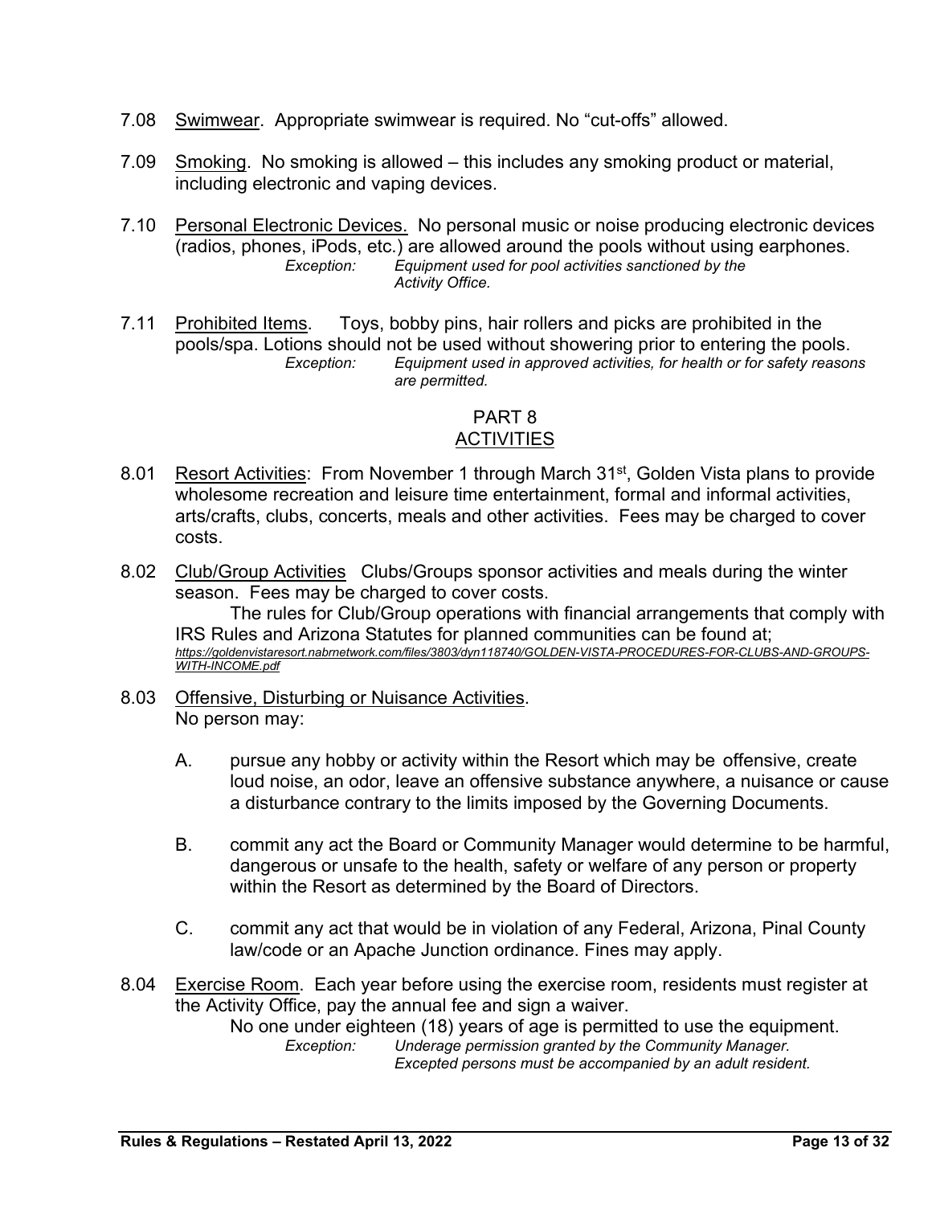7.08 Swimwear. Appropriate swimwear is required. No "cut-offs" allowed.

7.09 Smoking. No smoking is allowed – this includes any smoking product or material, including electronic and vaping devices.

7.10 Personal Electronic Devices. No personal music or noise producing electronic devices (radios, phones, iPods, etc.) are allowed around the pools without using earphones.

*Exception: Equipment used for pool activities sanctioned by the Activity Office.*

7.11 Prohibited Items. Toys, bobby pins, hair rollers and picks are prohibited in the pools/spa. Lotions should not be used without showering prior to entering the pools.

*Exception: Equipment used in approved activities, for health or for safety reasons are permitted.*

## PART 8
## ACTIVITIES

8.01 Resort Activities: From November 1 through March 31st, Golden Vista plans to provide wholesome recreation and leisure time entertainment, formal and informal activities, arts/crafts, clubs, concerts, meals and other activities. Fees may be charged to cover costs.

8.02 Club/Group Activities Clubs/Groups sponsor activities and meals during the winter season. Fees may be charged to cover costs.

The rules for Club/Group operations with financial arrangements that comply with IRS Rules and Arizona Statutes for planned communities can be found at; *https://goldenvistaresort.nabrnetwork.com/files/3803/dyn118740/GOLDEN-VISTA-PROCEDURES-FOR-CLUBS-AND-GROUPS-WITH-INCOME.pdf*

8.03 Offensive, Disturbing or Nuisance Activities.
No person may:

A. pursue any hobby or activity within the Resort which may be offensive, create loud noise, an odor, leave an offensive substance anywhere, a nuisance or cause a disturbance contrary to the limits imposed by the Governing Documents.

B. commit any act the Board or Community Manager would determine to be harmful, dangerous or unsafe to the health, safety or welfare of any person or property within the Resort as determined by the Board of Directors.

C. commit any act that would be in violation of any Federal, Arizona, Pinal County law/code or an Apache Junction ordinance. Fines may apply.

8.04 Exercise Room. Each year before using the exercise room, residents must register at the Activity Office, pay the annual fee and sign a waiver.

No one under eighteen (18) years of age is permitted to use the equipment.

*Exception: Underage permission granted by the Community Manager. Excepted persons must be accompanied by an adult resident.*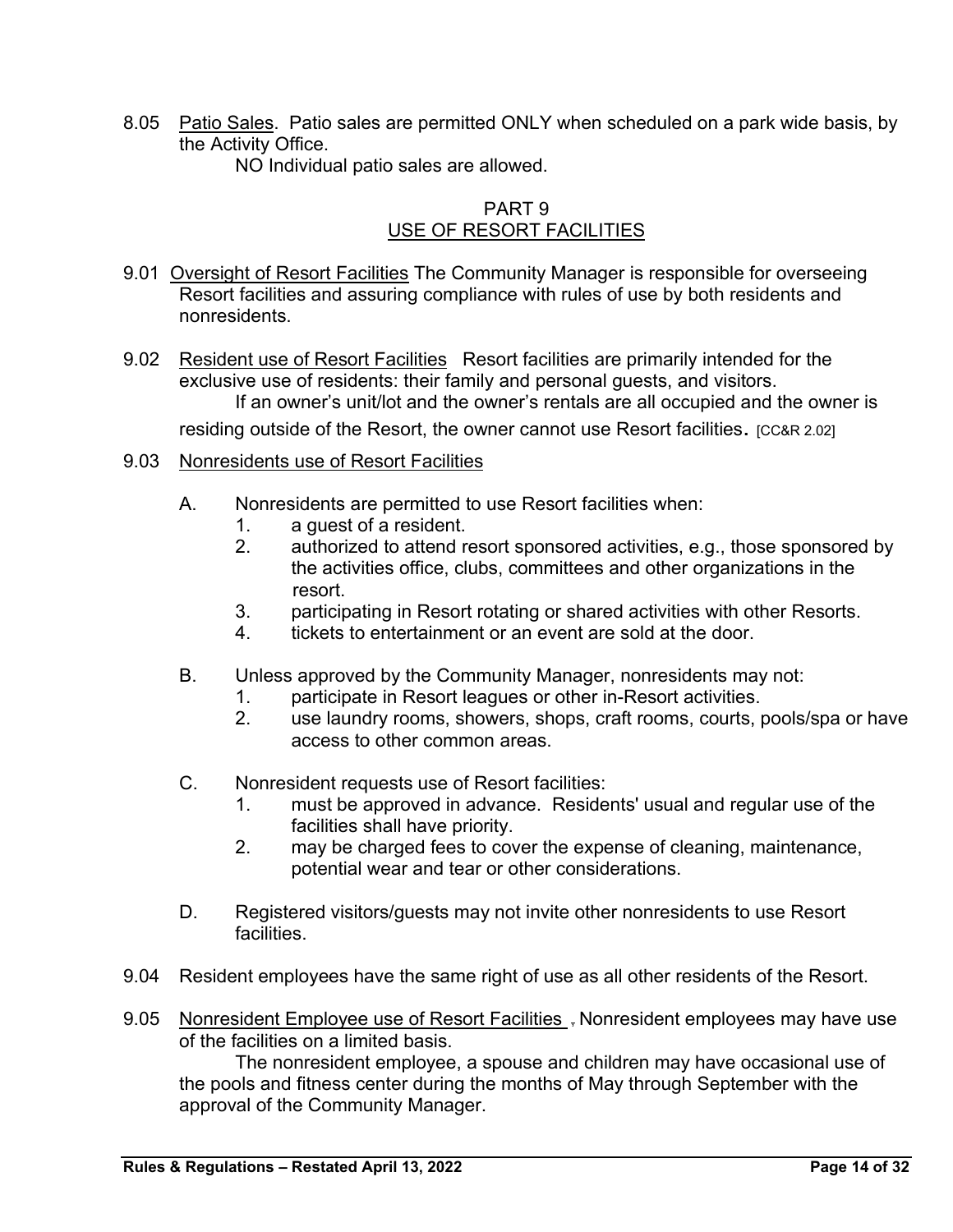8.05 Patio Sales. Patio sales are permitted ONLY when scheduled on a park wide basis, by the Activity Office.

NO Individual patio sales are allowed.

## PART 9
## USE OF RESORT FACILITIES

9.01 Oversight of Resort Facilities The Community Manager is responsible for overseeing Resort facilities and assuring compliance with rules of use by both residents and nonresidents.

9.02 Resident use of Resort Facilities Resort facilities are primarily intended for the exclusive use of residents: their family and personal guests, and visitors.

If an owner's unit/lot and the owner's rentals are all occupied and the owner is residing outside of the Resort, the owner cannot use Resort facilities. [CC&R 2.02]

9.03 Nonresidents use of Resort Facilities

A. Nonresidents are permitted to use Resort facilities when:
   1. a guest of a resident.
   2. authorized to attend resort sponsored activities, e.g., those sponsored by the activities office, clubs, committees and other organizations in the resort.
   3. participating in Resort rotating or shared activities with other Resorts.
   4. tickets to entertainment or an event are sold at the door.

B. Unless approved by the Community Manager, nonresidents may not:
   1. participate in Resort leagues or other in-Resort activities.
   2. use laundry rooms, showers, shops, craft rooms, courts, pools/spa or have access to other common areas.

C. Nonresident requests use of Resort facilities:
   1. must be approved in advance. Residents' usual and regular use of the facilities shall have priority.
   2. may be charged fees to cover the expense of cleaning, maintenance, potential wear and tear or other considerations.

D. Registered visitors/guests may not invite other nonresidents to use Resort facilities.

9.04 Resident employees have the same right of use as all other residents of the Resort.

9.05 Nonresident Employee use of Resort Facilities . Nonresident employees may have use of the facilities on a limited basis.

The nonresident employee, a spouse and children may have occasional use of the pools and fitness center during the months of May through September with the approval of the Community Manager.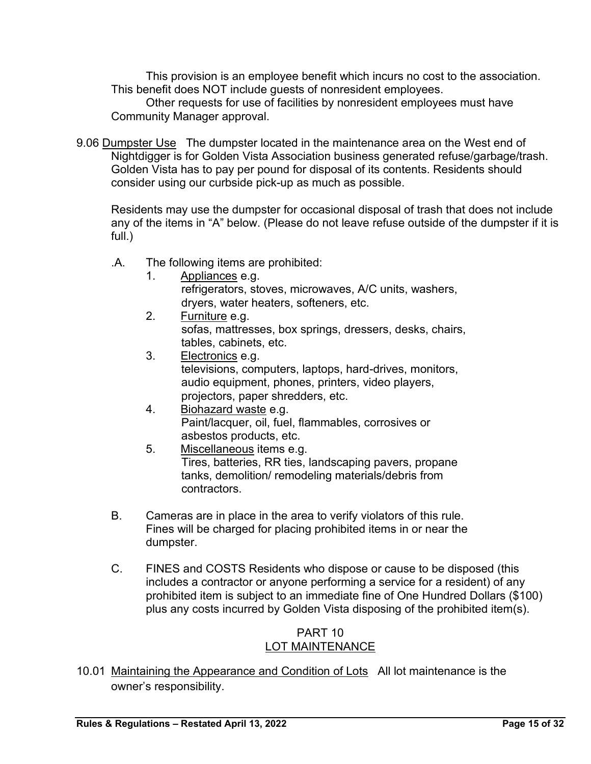This provision is an employee benefit which incurs no cost to the association. This benefit does NOT include guests of nonresident employees.

Other requests for use of facilities by nonresident employees must have Community Manager approval.

9.06 Dumpster Use   The dumpster located in the maintenance area on the West end of Nightdigger is for Golden Vista Association business generated refuse/garbage/trash. Golden Vista has to pay per pound for disposal of its contents. Residents should consider using our curbside pick-up as much as possible.

Residents may use the dumpster for occasional disposal of trash that does not include any of the items in "A" below. (Please do not leave refuse outside of the dumpster if it is full.)

.A. The following items are prohibited:
1. Appliances e.g. refrigerators, stoves, microwaves, A/C units, washers, dryers, water heaters, softeners, etc.
2. Furniture e.g. sofas, mattresses, box springs, dressers, desks, chairs, tables, cabinets, etc.
3. Electronics e.g. televisions, computers, laptops, hard-drives, monitors, audio equipment, phones, printers, video players, projectors, paper shredders, etc.
4. Biohazard waste e.g. Paint/lacquer, oil, fuel, flammables, corrosives or asbestos products, etc.
5. Miscellaneous items e.g. Tires, batteries, RR ties, landscaping pavers, propane tanks, demolition/ remodeling materials/debris from contractors.

B. Cameras are in place in the area to verify violators of this rule. Fines will be charged for placing prohibited items in or near the dumpster.

C. FINES and COSTS Residents who dispose or cause to be disposed (this includes a contractor or anyone performing a service for a resident) of any prohibited item is subject to an immediate fine of One Hundred Dollars ($100) plus any costs incurred by Golden Vista disposing of the prohibited item(s).

## PART 10
## LOT MAINTENANCE

10.01 Maintaining the Appearance and Condition of Lots   All lot maintenance is the owner's responsibility.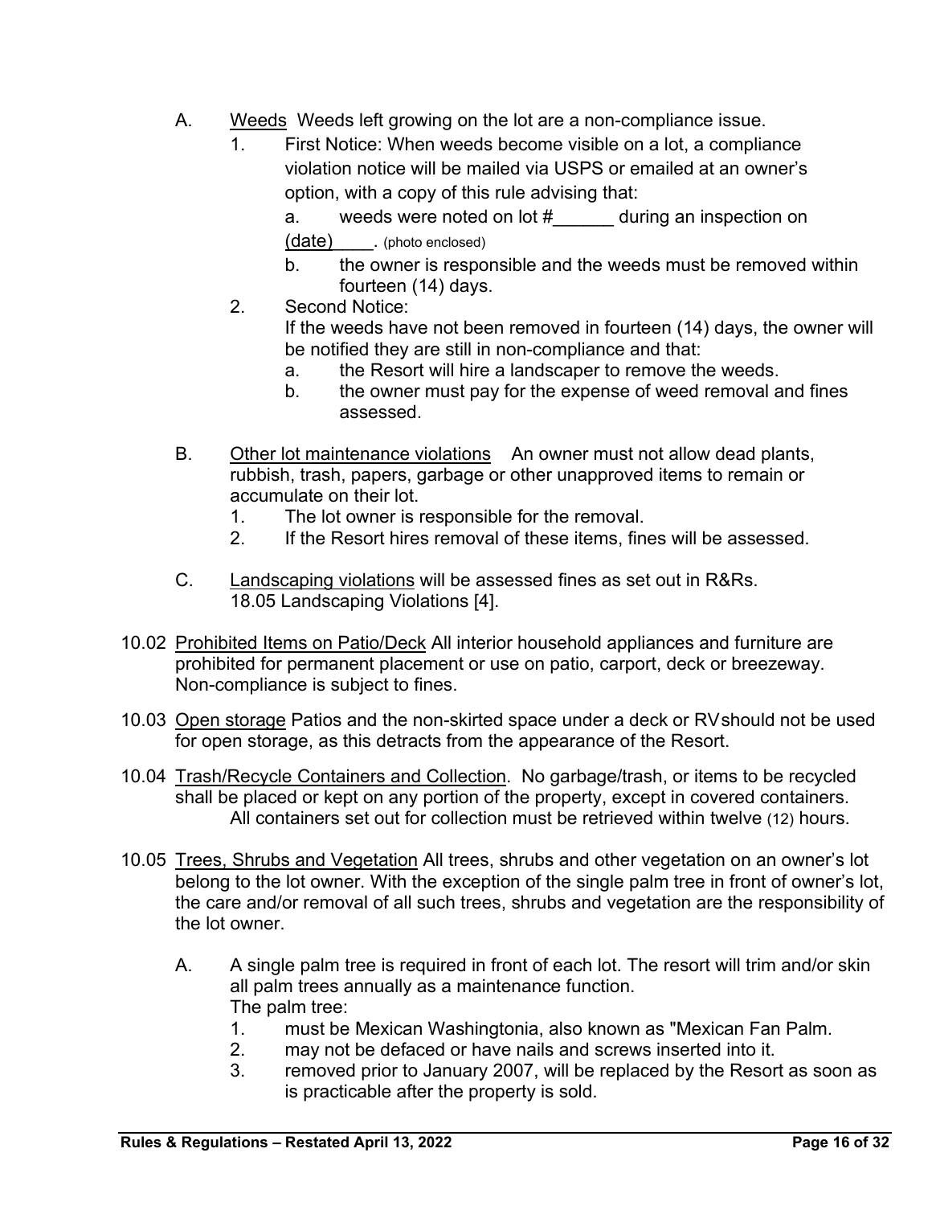A. Weeds Weeds left growing on the lot are a non-compliance issue.

1. First Notice: When weeds become visible on a lot, a compliance violation notice will be mailed via USPS or emailed at an owner's option, with a copy of this rule advising that:
   a. weeds were noted on lot #______ during an inspection on (date)____. (photo enclosed)
   b. the owner is responsible and the weeds must be removed within fourteen (14) days.
2. Second Notice:
   If the weeds have not been removed in fourteen (14) days, the owner will be notified they are still in non-compliance and that:
   a. the Resort will hire a landscaper to remove the weeds.
   b. the owner must pay for the expense of weed removal and fines assessed.

B. Other lot maintenance violations An owner must not allow dead plants, rubbish, trash, papers, garbage or other unapproved items to remain or accumulate on their lot.

1. The lot owner is responsible for the removal.
2. If the Resort hires removal of these items, fines will be assessed.

C. Landscaping violations will be assessed fines as set out in R&Rs. 18.05 Landscaping Violations [4].

10.02 Prohibited Items on Patio/Deck All interior household appliances and furniture are prohibited for permanent placement or use on patio, carport, deck or breezeway. Non-compliance is subject to fines.

10.03 Open storage Patios and the non-skirted space under a deck or RVshould not be used for open storage, as this detracts from the appearance of the Resort.

10.04 Trash/Recycle Containers and Collection. No garbage/trash, or items to be recycled shall be placed or kept on any portion of the property, except in covered containers. All containers set out for collection must be retrieved within twelve (12) hours.

10.05 Trees, Shrubs and Vegetation All trees, shrubs and other vegetation on an owner's lot belong to the lot owner. With the exception of the single palm tree in front of owner's lot, the care and/or removal of all such trees, shrubs and vegetation are the responsibility of the lot owner.

A. A single palm tree is required in front of each lot. The resort will trim and/or skin all palm trees annually as a maintenance function.
   The palm tree:
   1. must be Mexican Washingtonia, also known as "Mexican Fan Palm.
   2. may not be defaced or have nails and screws inserted into it.
   3. removed prior to January 2007, will be replaced by the Resort as soon as is practicable after the property is sold.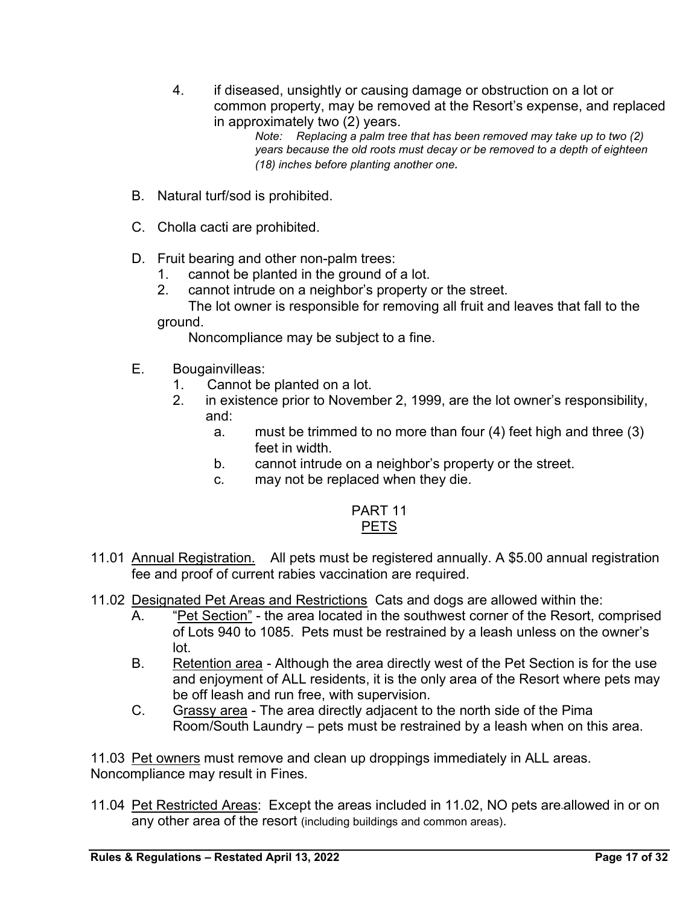4. if diseased, unsightly or causing damage or obstruction on a lot or common property, may be removed at the Resort's expense, and replaced in approximately two (2) years.

   *Note: Replacing a palm tree that has been removed may take up to two (2) years because the old roots must decay or be removed to a depth of eighteen (18) inches before planting another one.*

B. Natural turf/sod is prohibited.

C. Cholla cacti are prohibited.

D. Fruit bearing and other non-palm trees:
   1. cannot be planted in the ground of a lot.
   2. cannot intrude on a neighbor's property or the street.

   The lot owner is responsible for removing all fruit and leaves that fall to the ground.

   Noncompliance may be subject to a fine.

E. Bougainvilleas:
   1. Cannot be planted on a lot.
   2. in existence prior to November 2, 1999, are the lot owner's responsibility, and:
      a. must be trimmed to no more than four (4) feet high and three (3) feet in width.
      b. cannot intrude on a neighbor's property or the street.
      c. may not be replaced when they die.

## PART 11
## PETS

11.01 Annual Registration. All pets must be registered annually. A $5.00 annual registration fee and proof of current rabies vaccination are required.

11.02 Designated Pet Areas and Restrictions Cats and dogs are allowed within the:

A. "Pet Section" - the area located in the southwest corner of the Resort, comprised of Lots 940 to 1085. Pets must be restrained by a leash unless on the owner's lot.

B. Retention area - Although the area directly west of the Pet Section is for the use and enjoyment of ALL residents, it is the only area of the Resort where pets may be off leash and run free, with supervision.

C. Grassy area - The area directly adjacent to the north side of the Pima Room/South Laundry – pets must be restrained by a leash when on this area.

11.03 Pet owners must remove and clean up droppings immediately in ALL areas. Noncompliance may result in Fines.

11.04 Pet Restricted Areas: Except the areas included in 11.02, NO pets are allowed in or on any other area of the resort (including buildings and common areas).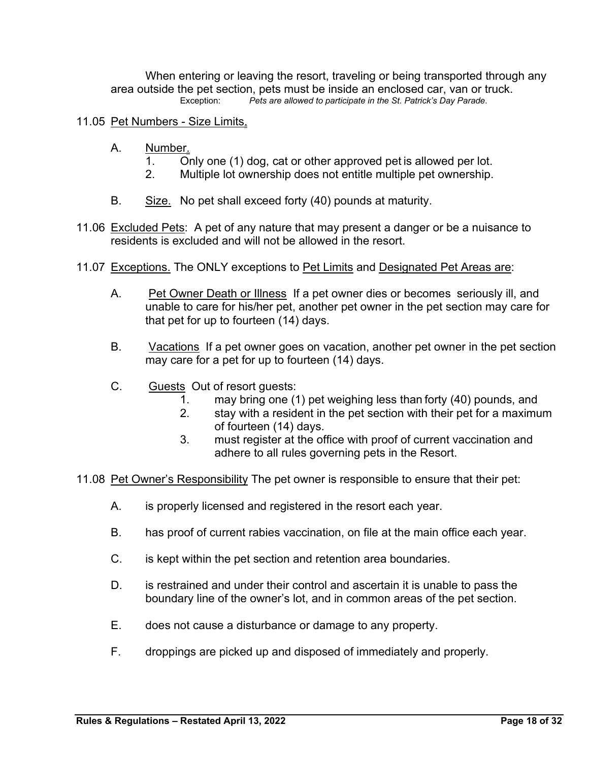When entering or leaving the resort, traveling or being transported through any area outside the pet section, pets must be inside an enclosed car, van or truck.

Exception: *Pets are allowed to participate in the St. Patrick's Day Parade.*

11.05 Pet Numbers - Size Limits.

A. Number.

1. Only one (1) dog, cat or other approved pet is allowed per lot.
2. Multiple lot ownership does not entitle multiple pet ownership.

B. Size. No pet shall exceed forty (40) pounds at maturity.

11.06 Excluded Pets: A pet of any nature that may present a danger or be a nuisance to residents is excluded and will not be allowed in the resort.

11.07 Exceptions. The ONLY exceptions to Pet Limits and Designated Pet Areas are:

A. Pet Owner Death or Illness If a pet owner dies or becomes seriously ill, and unable to care for his/her pet, another pet owner in the pet section may care for that pet for up to fourteen (14) days.

B. Vacations If a pet owner goes on vacation, another pet owner in the pet section may care for a pet for up to fourteen (14) days.

C. Guests Out of resort guests:

1. may bring one (1) pet weighing less than forty (40) pounds, and
2. stay with a resident in the pet section with their pet for a maximum of fourteen (14) days.
3. must register at the office with proof of current vaccination and adhere to all rules governing pets in the Resort.

11.08 Pet Owner's Responsibility The pet owner is responsible to ensure that their pet:

A. is properly licensed and registered in the resort each year.

B. has proof of current rabies vaccination, on file at the main office each year.

C. is kept within the pet section and retention area boundaries.

D. is restrained and under their control and ascertain it is unable to pass the boundary line of the owner's lot, and in common areas of the pet section.

E. does not cause a disturbance or damage to any property.

F. droppings are picked up and disposed of immediately and properly.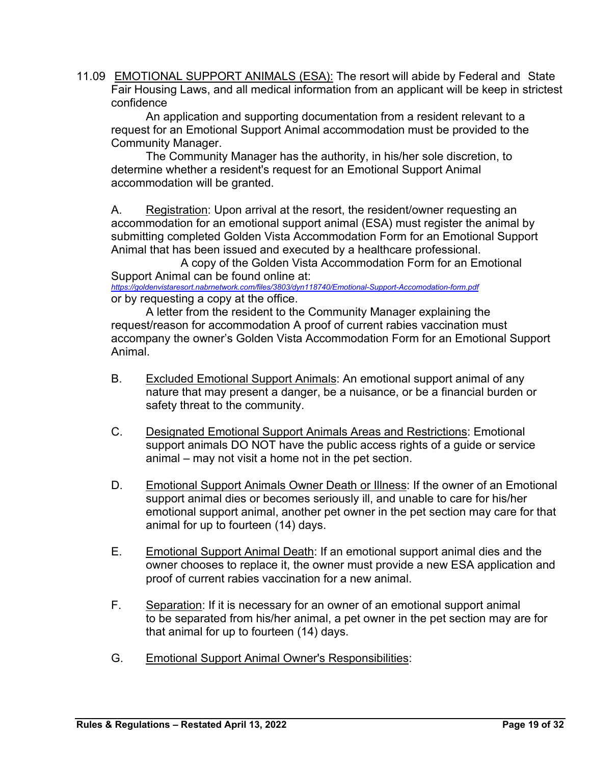11.09 <u>EMOTIONAL SUPPORT ANIMALS (ESA):</u> The resort will abide by Federal and State Fair Housing Laws, and all medical information from an applicant will be keep in strictest confidence

An application and supporting documentation from a resident relevant to a request for an Emotional Support Animal accommodation must be provided to the Community Manager.

The Community Manager has the authority, in his/her sole discretion, to determine whether a resident's request for an Emotional Support Animal accommodation will be granted.

A. <u>Registration</u>: Upon arrival at the resort, the resident/owner requesting an accommodation for an emotional support animal (ESA) must register the animal by submitting completed Golden Vista Accommodation Form for an Emotional Support Animal that has been issued and executed by a healthcare professional.

A copy of the Golden Vista Accommodation Form for an Emotional Support Animal can be found online at:
*https://goldenvistaresort.nabrnetwork.com/files/3803/dyn118740/Emotional-Support-Accomodation-form.pdf*
or by requesting a copy at the office.

A letter from the resident to the Community Manager explaining the request/reason for accommodation A proof of current rabies vaccination must accompany the owner's Golden Vista Accommodation Form for an Emotional Support Animal.

B. <u>Excluded Emotional Support Animals</u>: An emotional support animal of any nature that may present a danger, be a nuisance, or be a financial burden or safety threat to the community.

C. <u>Designated Emotional Support Animals Areas and Restrictions</u>: Emotional support animals DO NOT have the public access rights of a guide or service animal – may not visit a home not in the pet section.

D. <u>Emotional Support Animals Owner Death or Illness</u>: If the owner of an Emotional support animal dies or becomes seriously ill, and unable to care for his/her emotional support animal, another pet owner in the pet section may care for that animal for up to fourteen (14) days.

E. <u>Emotional Support Animal Death</u>: If an emotional support animal dies and the owner chooses to replace it, the owner must provide a new ESA application and proof of current rabies vaccination for a new animal.

F. <u>Separation</u>: If it is necessary for an owner of an emotional support animal to be separated from his/her animal, a pet owner in the pet section may are for that animal for up to fourteen (14) days.

G. <u>Emotional Support Animal Owner's Responsibilities</u>: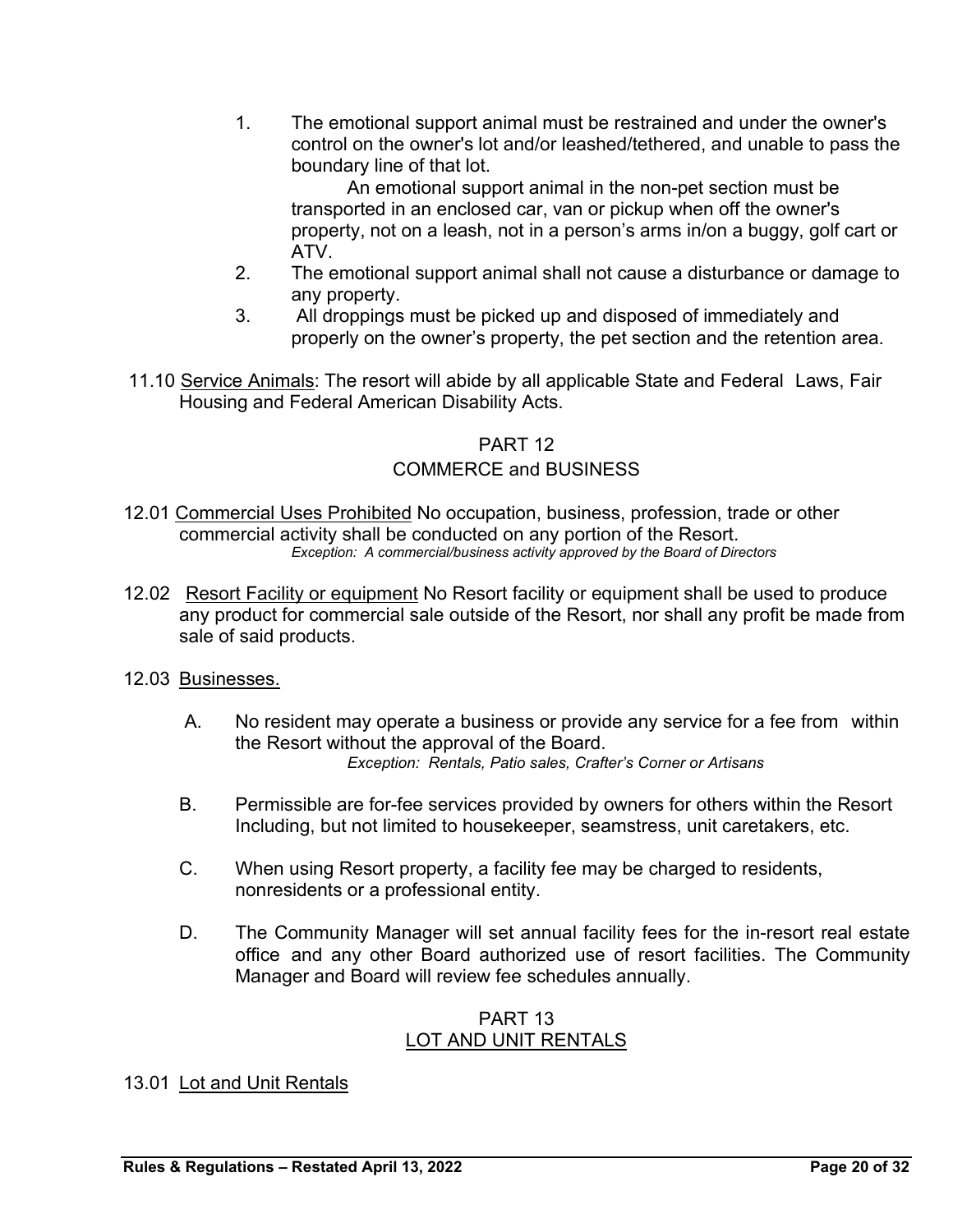1. The emotional support animal must be restrained and under the owner's control on the owner's lot and/or leashed/tethered, and unable to pass the boundary line of that lot.

   An emotional support animal in the non-pet section must be transported in an enclosed car, van or pickup when off the owner's property, not on a leash, not in a person's arms in/on a buggy, golf cart or ATV.
2. The emotional support animal shall not cause a disturbance or damage to any property.
3. All droppings must be picked up and disposed of immediately and properly on the owner's property, the pet section and the retention area.

11.10 <u>Service Animals</u>: The resort will abide by all applicable State and Federal Laws, Fair Housing and Federal American Disability Acts.

## PART 12
## COMMERCE and BUSINESS

12.01 <u>Commercial Uses Prohibited</u> No occupation, business, profession, trade or other commercial activity shall be conducted on any portion of the Resort.
*Exception: A commercial/business activity approved by the Board of Directors*

12.02 <u>Resort Facility or equipment</u> No Resort facility or equipment shall be used to produce any product for commercial sale outside of the Resort, nor shall any profit be made from sale of said products.

12.03 <u>Businesses.</u>

A. No resident may operate a business or provide any service for a fee from within the Resort without the approval of the Board.
*Exception: Rentals, Patio sales, Crafter's Corner or Artisans*

B. Permissible are for-fee services provided by owners for others within the Resort Including, but not limited to housekeeper, seamstress, unit caretakers, etc.

C. When using Resort property, a facility fee may be charged to residents, nonresidents or a professional entity.

D. The Community Manager will set annual facility fees for the in-resort real estate office and any other Board authorized use of resort facilities. The Community Manager and Board will review fee schedules annually.

## PART 13
## <u>LOT AND UNIT RENTALS</u>

13.01 <u>Lot and Unit Rentals</u>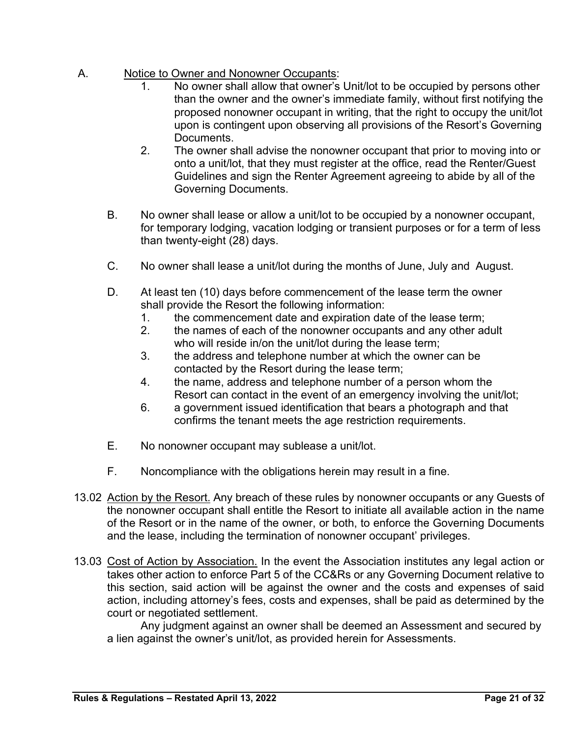A. <u>Notice to Owner and Nonowner Occupants</u>:

   1. No owner shall allow that owner's Unit/lot to be occupied by persons other than the owner and the owner's immediate family, without first notifying the proposed nonowner occupant in writing, that the right to occupy the unit/lot upon is contingent upon observing all provisions of the Resort's Governing Documents.
   2. The owner shall advise the nonowner occupant that prior to moving into or onto a unit/lot, that they must register at the office, read the Renter/Guest Guidelines and sign the Renter Agreement agreeing to abide by all of the Governing Documents.

B. No owner shall lease or allow a unit/lot to be occupied by a nonowner occupant, for temporary lodging, vacation lodging or transient purposes or for a term of less than twenty-eight (28) days.

C. No owner shall lease a unit/lot during the months of June, July and August.

D. At least ten (10) days before commencement of the lease term the owner shall provide the Resort the following information:

   1. the commencement date and expiration date of the lease term;
   2. the names of each of the nonowner occupants and any other adult who will reside in/on the unit/lot during the lease term;
   3. the address and telephone number at which the owner can be contacted by the Resort during the lease term;
   4. the name, address and telephone number of a person whom the Resort can contact in the event of an emergency involving the unit/lot;
   6. a government issued identification that bears a photograph and that confirms the tenant meets the age restriction requirements.

E. No nonowner occupant may sublease a unit/lot.

F. Noncompliance with the obligations herein may result in a fine.

13.02 <u>Action by the Resort.</u> Any breach of these rules by nonowner occupants or any Guests of the nonowner occupant shall entitle the Resort to initiate all available action in the name of the Resort or in the name of the owner, or both, to enforce the Governing Documents and the lease, including the termination of nonowner occupant' privileges.

13.03 <u>Cost of Action by Association.</u> In the event the Association institutes any legal action or takes other action to enforce Part 5 of the CC&Rs or any Governing Document relative to this section, said action will be against the owner and the costs and expenses of said action, including attorney's fees, costs and expenses, shall be paid as determined by the court or negotiated settlement.

Any judgment against an owner shall be deemed an Assessment and secured by a lien against the owner's unit/lot, as provided herein for Assessments.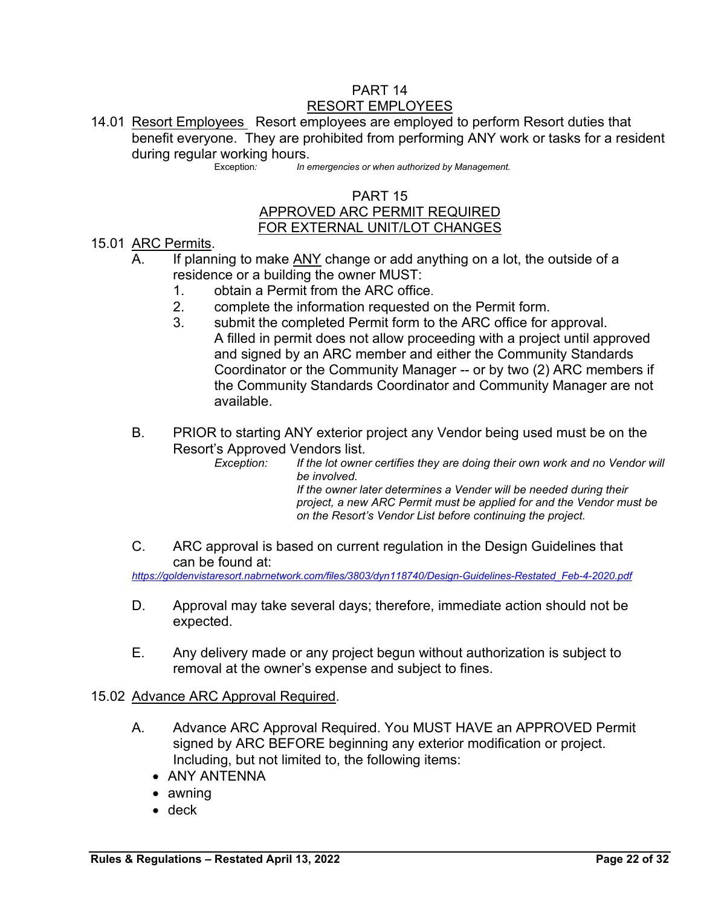## PART 14
## RESORT EMPLOYEES

14.01 Resort Employees Resort employees are employed to perform Resort duties that benefit everyone. They are prohibited from performing ANY work or tasks for a resident during regular working hours.

Exception: *In emergencies or when authorized by Management.*

## PART 15
## APPROVED ARC PERMIT REQUIRED FOR EXTERNAL UNIT/LOT CHANGES

15.01 ARC Permits.

A. If planning to make ANY change or add anything on a lot, the outside of a residence or a building the owner MUST:

1. obtain a Permit from the ARC office.
2. complete the information requested on the Permit form.
3. submit the completed Permit form to the ARC office for approval. A filled in permit does not allow proceeding with a project until approved and signed by an ARC member and either the Community Standards Coordinator or the Community Manager -- or by two (2) ARC members if the Community Standards Coordinator and Community Manager are not available.

B. PRIOR to starting ANY exterior project any Vendor being used must be on the Resort's Approved Vendors list.

*Exception: If the lot owner certifies they are doing their own work and no Vendor will be involved.*
*If the owner later determines a Vender will be needed during their project, a new ARC Permit must be applied for and the Vendor must be on the Resort's Vendor List before continuing the project.*

C. ARC approval is based on current regulation in the Design Guidelines that can be found at:
*https://goldenvistaresort.nabrnetwork.com/files/3803/dyn118740/Design-Guidelines-Restated_Feb-4-2020.pdf*

D. Approval may take several days; therefore, immediate action should not be expected.

E. Any delivery made or any project begun without authorization is subject to removal at the owner's expense and subject to fines.

15.02 Advance ARC Approval Required.

A. Advance ARC Approval Required. You MUST HAVE an APPROVED Permit signed by ARC BEFORE beginning any exterior modification or project. Including, but not limited to, the following items:

- ANY ANTENNA
- awning
- deck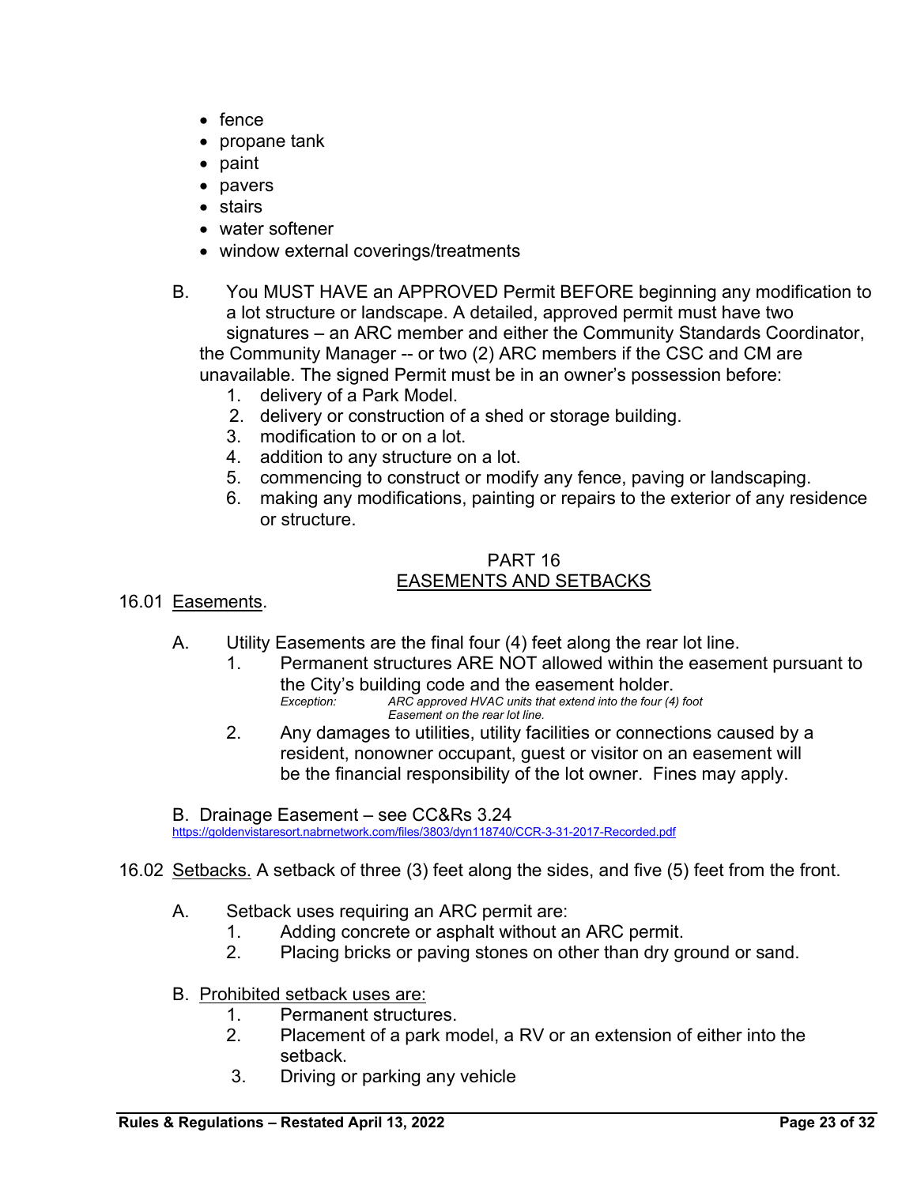- fence
- propane tank
- paint
- pavers
- stairs
- water softener
- window external coverings/treatments

B. You MUST HAVE an APPROVED Permit BEFORE beginning any modification to a lot structure or landscape. A detailed, approved permit must have two signatures – an ARC member and either the Community Standards Coordinator, the Community Manager -- or two (2) ARC members if the CSC and CM are unavailable. The signed Permit must be in an owner's possession before:

1. delivery of a Park Model.
2. delivery or construction of a shed or storage building.
3. modification to or on a lot.
4. addition to any structure on a lot.
5. commencing to construct or modify any fence, paving or landscaping.
6. making any modifications, painting or repairs to the exterior of any residence or structure.

## PART 16
## EASEMENTS AND SETBACKS

16.01 Easements.

A. Utility Easements are the final four (4) feet along the rear lot line.

1. Permanent structures ARE NOT allowed within the easement pursuant to the City's building code and the easement holder.
   *Exception: ARC approved HVAC units that extend into the four (4) foot Easement on the rear lot line.*
2. Any damages to utilities, utility facilities or connections caused by a resident, nonowner occupant, guest or visitor on an easement will be the financial responsibility of the lot owner. Fines may apply.

B. Drainage Easement – see CC&Rs 3.24
https://goldenvistaresort.nabrnetwork.com/files/3803/dyn118740/CCR-3-31-2017-Recorded.pdf

16.02 Setbacks. A setback of three (3) feet along the sides, and five (5) feet from the front.

A. Setback uses requiring an ARC permit are:

1. Adding concrete or asphalt without an ARC permit.
2. Placing bricks or paving stones on other than dry ground or sand.

B. Prohibited setback uses are:

1. Permanent structures.
2. Placement of a park model, a RV or an extension of either into the setback.
3. Driving or parking any vehicle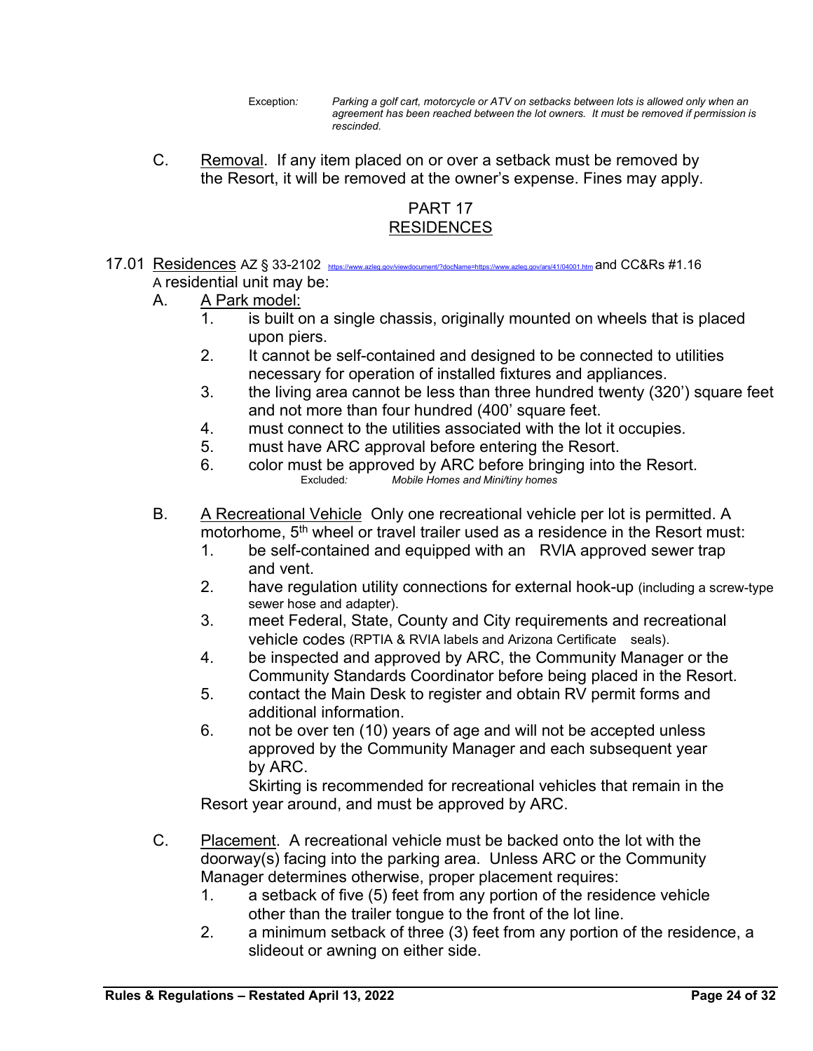Exception*:* *Parking a golf cart, motorcycle or ATV on setbacks between lots is allowed only when an agreement has been reached between the lot owners. It must be removed if permission is rescinded.*

C. Removal. If any item placed on or over a setback must be removed by the Resort, it will be removed at the owner's expense. Fines may apply.

## PART 17
## RESIDENCES

17.01 Residences AZ § 33-2102 https://www.azleg.gov/viewdocument/?docName=https://www.azleg.gov/ars/41/04001.htm and CC&Rs #1.16
A residential unit may be:

A. A Park model:
   1. is built on a single chassis, originally mounted on wheels that is placed upon piers.
   2. It cannot be self-contained and designed to be connected to utilities necessary for operation of installed fixtures and appliances.
   3. the living area cannot be less than three hundred twenty (320') square feet and not more than four hundred (400' square feet.
   4. must connect to the utilities associated with the lot it occupies.
   5. must have ARC approval before entering the Resort.
   6. color must be approved by ARC before bringing into the Resort.

      Excluded*:* *Mobile Homes and Mini/tiny homes*

B. A Recreational Vehicle Only one recreational vehicle per lot is permitted. A motorhome, 5th wheel or travel trailer used as a residence in the Resort must:
   1. be self-contained and equipped with an RVIA approved sewer trap and vent.
   2. have regulation utility connections for external hook-up (including a screw-type sewer hose and adapter).
   3. meet Federal, State, County and City requirements and recreational vehicle codes (RPTIA & RVIA labels and Arizona Certificate seals).
   4. be inspected and approved by ARC, the Community Manager or the Community Standards Coordinator before being placed in the Resort.
   5. contact the Main Desk to register and obtain RV permit forms and additional information.
   6. not be over ten (10) years of age and will not be accepted unless approved by the Community Manager and each subsequent year by ARC.

   Skirting is recommended for recreational vehicles that remain in the Resort year around, and must be approved by ARC.

C. Placement. A recreational vehicle must be backed onto the lot with the doorway(s) facing into the parking area. Unless ARC or the Community Manager determines otherwise, proper placement requires:
   1. a setback of five (5) feet from any portion of the residence vehicle other than the trailer tongue to the front of the lot line.
   2. a minimum setback of three (3) feet from any portion of the residence, a slideout or awning on either side.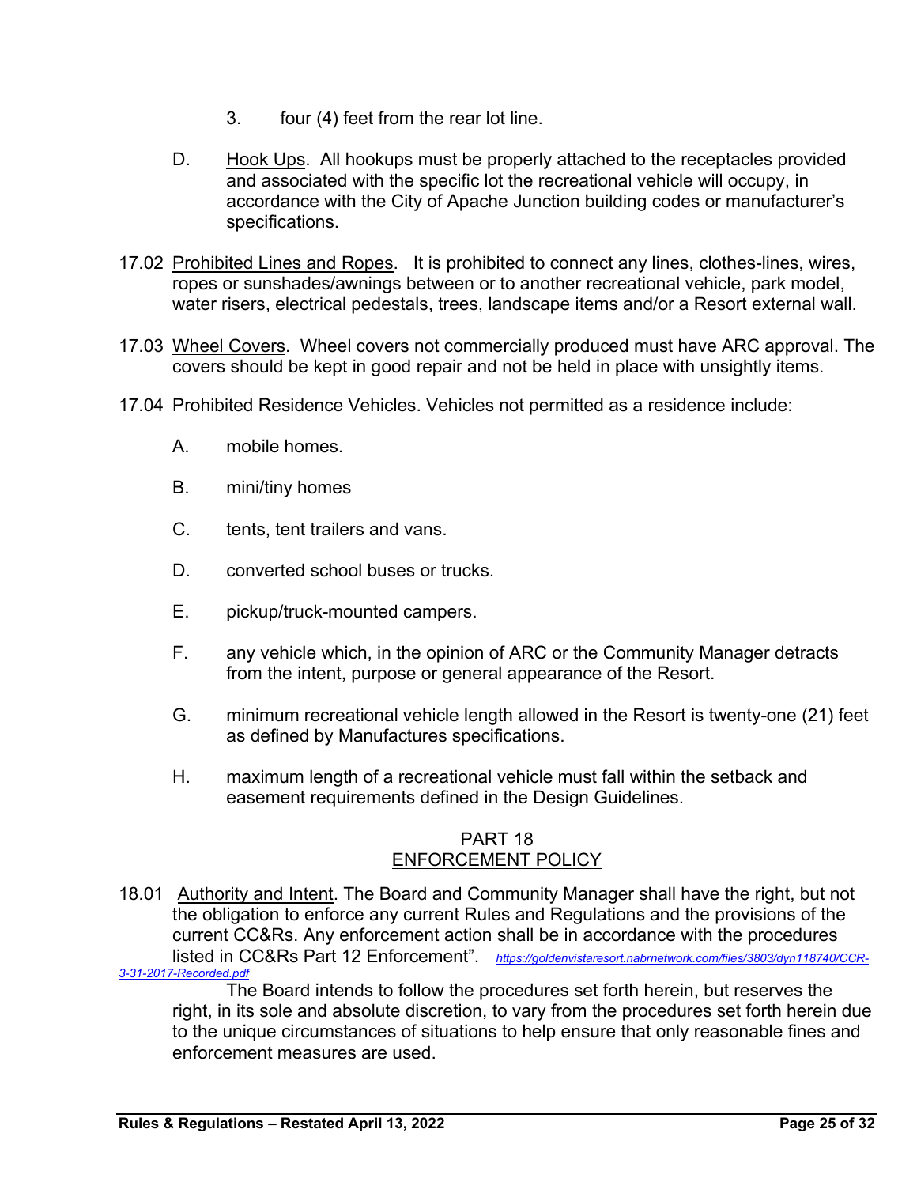3. four (4) feet from the rear lot line.

D. Hook Ups. All hookups must be properly attached to the receptacles provided and associated with the specific lot the recreational vehicle will occupy, in accordance with the City of Apache Junction building codes or manufacturer's specifications.

17.02 Prohibited Lines and Ropes. It is prohibited to connect any lines, clothes-lines, wires, ropes or sunshades/awnings between or to another recreational vehicle, park model, water risers, electrical pedestals, trees, landscape items and/or a Resort external wall.

17.03 Wheel Covers. Wheel covers not commercially produced must have ARC approval. The covers should be kept in good repair and not be held in place with unsightly items.

17.04 Prohibited Residence Vehicles. Vehicles not permitted as a residence include:

A. mobile homes.

B. mini/tiny homes

C. tents, tent trailers and vans.

D. converted school buses or trucks.

E. pickup/truck-mounted campers.

F. any vehicle which, in the opinion of ARC or the Community Manager detracts from the intent, purpose or general appearance of the Resort.

G. minimum recreational vehicle length allowed in the Resort is twenty-one (21) feet as defined by Manufactures specifications.

H. maximum length of a recreational vehicle must fall within the setback and easement requirements defined in the Design Guidelines.

## PART 18
## ENFORCEMENT POLICY

18.01 Authority and Intent. The Board and Community Manager shall have the right, but not the obligation to enforce any current Rules and Regulations and the provisions of the current CC&Rs. Any enforcement action shall be in accordance with the procedures listed in CC&Rs Part 12 Enforcement". *https://goldenvistaresort.nabrnetwork.com/files/3803/dyn118740/CCR-3-31-2017-Recorded.pdf*

The Board intends to follow the procedures set forth herein, but reserves the right, in its sole and absolute discretion, to vary from the procedures set forth herein due to the unique circumstances of situations to help ensure that only reasonable fines and enforcement measures are used.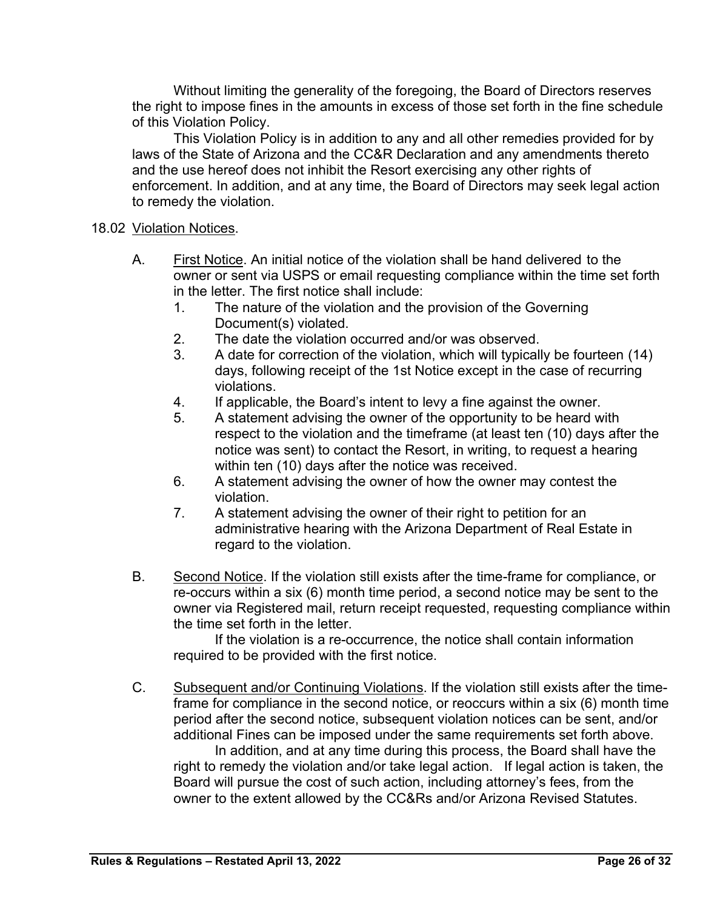Without limiting the generality of the foregoing, the Board of Directors reserves the right to impose fines in the amounts in excess of those set forth in the fine schedule of this Violation Policy.

This Violation Policy is in addition to any and all other remedies provided for by laws of the State of Arizona and the CC&R Declaration and any amendments thereto and the use hereof does not inhibit the Resort exercising any other rights of enforcement. In addition, and at any time, the Board of Directors may seek legal action to remedy the violation.

18.02 Violation Notices.

A. First Notice. An initial notice of the violation shall be hand delivered to the owner or sent via USPS or email requesting compliance within the time set forth in the letter. The first notice shall include:

1. The nature of the violation and the provision of the Governing Document(s) violated.
2. The date the violation occurred and/or was observed.
3. A date for correction of the violation, which will typically be fourteen (14) days, following receipt of the 1st Notice except in the case of recurring violations.
4. If applicable, the Board's intent to levy a fine against the owner.
5. A statement advising the owner of the opportunity to be heard with respect to the violation and the timeframe (at least ten (10) days after the notice was sent) to contact the Resort, in writing, to request a hearing within ten (10) days after the notice was received.
6. A statement advising the owner of how the owner may contest the violation.
7. A statement advising the owner of their right to petition for an administrative hearing with the Arizona Department of Real Estate in regard to the violation.

B. Second Notice. If the violation still exists after the time-frame for compliance, or re-occurs within a six (6) month time period, a second notice may be sent to the owner via Registered mail, return receipt requested, requesting compliance within the time set forth in the letter.

If the violation is a re-occurrence, the notice shall contain information required to be provided with the first notice.

C. Subsequent and/or Continuing Violations. If the violation still exists after the time-frame for compliance in the second notice, or reoccurs within a six (6) month time period after the second notice, subsequent violation notices can be sent, and/or additional Fines can be imposed under the same requirements set forth above.

In addition, and at any time during this process, the Board shall have the right to remedy the violation and/or take legal action. If legal action is taken, the Board will pursue the cost of such action, including attorney's fees, from the owner to the extent allowed by the CC&Rs and/or Arizona Revised Statutes.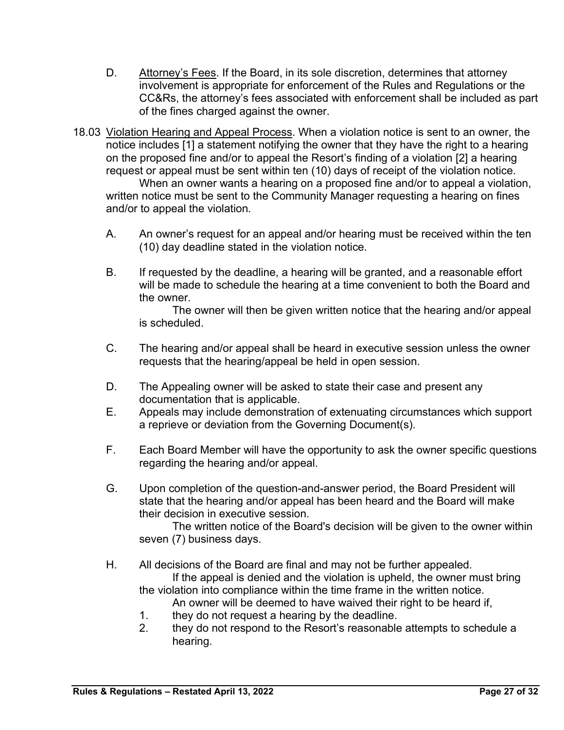D. Attorney's Fees. If the Board, in its sole discretion, determines that attorney involvement is appropriate for enforcement of the Rules and Regulations or the CC&Rs, the attorney's fees associated with enforcement shall be included as part of the fines charged against the owner.

18.03 Violation Hearing and Appeal Process. When a violation notice is sent to an owner, the notice includes [1] a statement notifying the owner that they have the right to a hearing on the proposed fine and/or to appeal the Resort's finding of a violation [2] a hearing request or appeal must be sent within ten (10) days of receipt of the violation notice.

When an owner wants a hearing on a proposed fine and/or to appeal a violation, written notice must be sent to the Community Manager requesting a hearing on fines and/or to appeal the violation.

A. An owner's request for an appeal and/or hearing must be received within the ten (10) day deadline stated in the violation notice.

B. If requested by the deadline, a hearing will be granted, and a reasonable effort will be made to schedule the hearing at a time convenient to both the Board and the owner.

The owner will then be given written notice that the hearing and/or appeal is scheduled.

C. The hearing and/or appeal shall be heard in executive session unless the owner requests that the hearing/appeal be held in open session.

D. The Appealing owner will be asked to state their case and present any documentation that is applicable.

E. Appeals may include demonstration of extenuating circumstances which support a reprieve or deviation from the Governing Document(s).

F. Each Board Member will have the opportunity to ask the owner specific questions regarding the hearing and/or appeal.

G. Upon completion of the question-and-answer period, the Board President will state that the hearing and/or appeal has been heard and the Board will make their decision in executive session.

The written notice of the Board's decision will be given to the owner within seven (7) business days.

H. All decisions of the Board are final and may not be further appealed.

If the appeal is denied and the violation is upheld, the owner must bring the violation into compliance within the time frame in the written notice.

An owner will be deemed to have waived their right to be heard if,

1. they do not request a hearing by the deadline.
2. they do not respond to the Resort's reasonable attempts to schedule a hearing.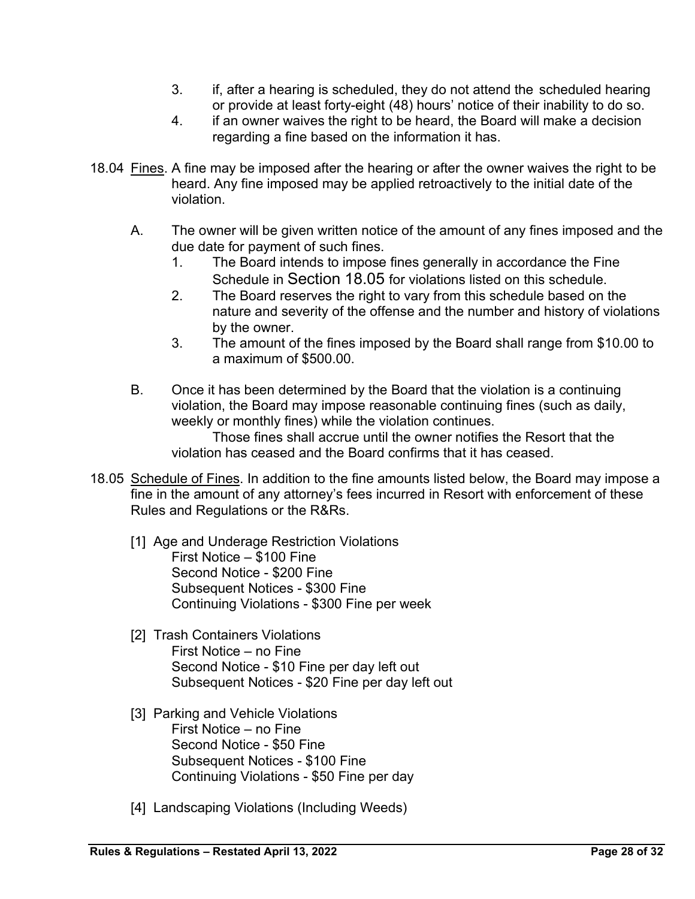3. if, after a hearing is scheduled, they do not attend the scheduled hearing or provide at least forty-eight (48) hours' notice of their inability to do so.
4. if an owner waives the right to be heard, the Board will make a decision regarding a fine based on the information it has.

18.04 <u>Fines</u>. A fine may be imposed after the hearing or after the owner waives the right to be heard. Any fine imposed may be applied retroactively to the initial date of the violation.

A. The owner will be given written notice of the amount of any fines imposed and the due date for payment of such fines.
   1. The Board intends to impose fines generally in accordance the Fine Schedule in Section 18.05 for violations listed on this schedule.
   2. The Board reserves the right to vary from this schedule based on the nature and severity of the offense and the number and history of violations by the owner.
   3. The amount of the fines imposed by the Board shall range from $10.00 to a maximum of $500.00.

B. Once it has been determined by the Board that the violation is a continuing violation, the Board may impose reasonable continuing fines (such as daily, weekly or monthly fines) while the violation continues.
   Those fines shall accrue until the owner notifies the Resort that the violation has ceased and the Board confirms that it has ceased.

18.05 <u>Schedule of Fines</u>. In addition to the fine amounts listed below, the Board may impose a fine in the amount of any attorney's fees incurred in Resort with enforcement of these Rules and Regulations or the R&Rs.

[1] Age and Underage Restriction Violations
   First Notice – $100 Fine
   Second Notice - $200 Fine
   Subsequent Notices - $300 Fine
   Continuing Violations - $300 Fine per week

[2] Trash Containers Violations
   First Notice – no Fine
   Second Notice - $10 Fine per day left out
   Subsequent Notices - $20 Fine per day left out

[3] Parking and Vehicle Violations
   First Notice – no Fine
   Second Notice - $50 Fine
   Subsequent Notices - $100 Fine
   Continuing Violations - $50 Fine per day

[4] Landscaping Violations (Including Weeds)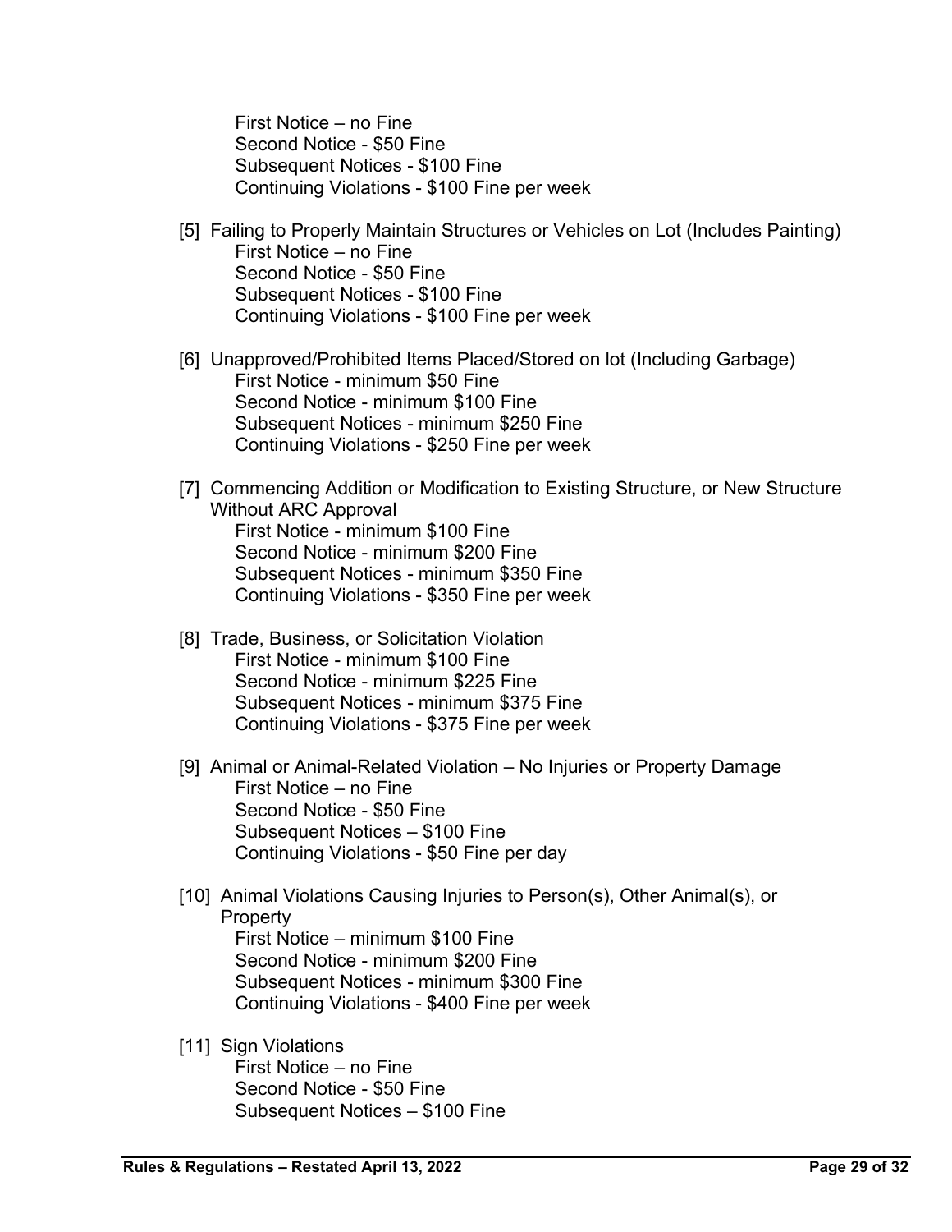First Notice – no Fine
Second Notice - $50 Fine
Subsequent Notices - $100 Fine
Continuing Violations - $100 Fine per week

[5] Failing to Properly Maintain Structures or Vehicles on Lot (Includes Painting)
First Notice – no Fine
Second Notice - $50 Fine
Subsequent Notices - $100 Fine
Continuing Violations - $100 Fine per week

[6] Unapproved/Prohibited Items Placed/Stored on lot (Including Garbage)
First Notice - minimum $50 Fine
Second Notice - minimum $100 Fine
Subsequent Notices - minimum $250 Fine
Continuing Violations - $250 Fine per week

[7] Commencing Addition or Modification to Existing Structure, or New Structure Without ARC Approval
First Notice - minimum $100 Fine
Second Notice - minimum $200 Fine
Subsequent Notices - minimum $350 Fine
Continuing Violations - $350 Fine per week

[8] Trade, Business, or Solicitation Violation
First Notice - minimum $100 Fine
Second Notice - minimum $225 Fine
Subsequent Notices - minimum $375 Fine
Continuing Violations - $375 Fine per week

[9] Animal or Animal-Related Violation – No Injuries or Property Damage
First Notice – no Fine
Second Notice - $50 Fine
Subsequent Notices – $100 Fine
Continuing Violations - $50 Fine per day

[10] Animal Violations Causing Injuries to Person(s), Other Animal(s), or Property
First Notice – minimum $100 Fine
Second Notice - minimum $200 Fine
Subsequent Notices - minimum $300 Fine
Continuing Violations - $400 Fine per week

[11] Sign Violations
First Notice – no Fine
Second Notice - $50 Fine
Subsequent Notices – $100 Fine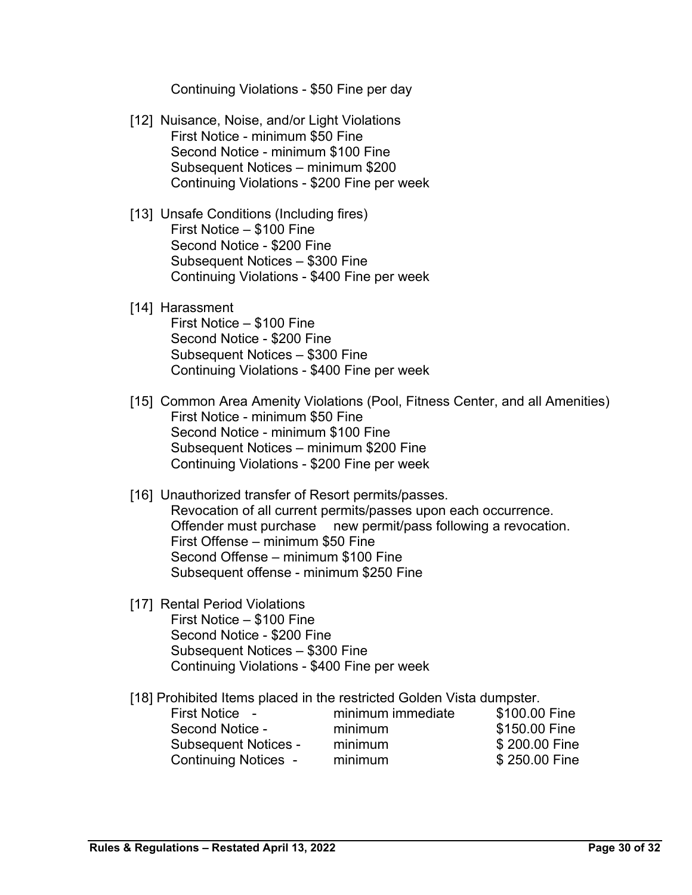Continuing Violations - $50 Fine per day

[12] Nuisance, Noise, and/or Light Violations
First Notice - minimum $50 Fine
Second Notice - minimum $100 Fine
Subsequent Notices – minimum $200
Continuing Violations - $200 Fine per week

[13] Unsafe Conditions (Including fires)
First Notice – $100 Fine
Second Notice - $200 Fine
Subsequent Notices – $300 Fine
Continuing Violations - $400 Fine per week

[14] Harassment
First Notice – $100 Fine
Second Notice - $200 Fine
Subsequent Notices – $300 Fine
Continuing Violations - $400 Fine per week

[15] Common Area Amenity Violations (Pool, Fitness Center, and all Amenities)
First Notice - minimum $50 Fine
Second Notice - minimum $100 Fine
Subsequent Notices – minimum $200 Fine
Continuing Violations - $200 Fine per week

[16] Unauthorized transfer of Resort permits/passes.
Revocation of all current permits/passes upon each occurrence.
Offender must purchase new permit/pass following a revocation.
First Offense – minimum $50 Fine
Second Offense – minimum $100 Fine
Subsequent offense - minimum $250 Fine

[17] Rental Period Violations
First Notice – $100 Fine
Second Notice - $200 Fine
Subsequent Notices – $300 Fine
Continuing Violations - $400 Fine per week

[18] Prohibited Items placed in the restricted Golden Vista dumpster.

| | | |
|---|---|---|
| First Notice - | minimum immediate | $100.00 Fine |
| Second Notice - | minimum | $150.00 Fine |
| Subsequent Notices - | minimum | $ 200.00 Fine |
| Continuing Notices - | minimum | $ 250.00 Fine |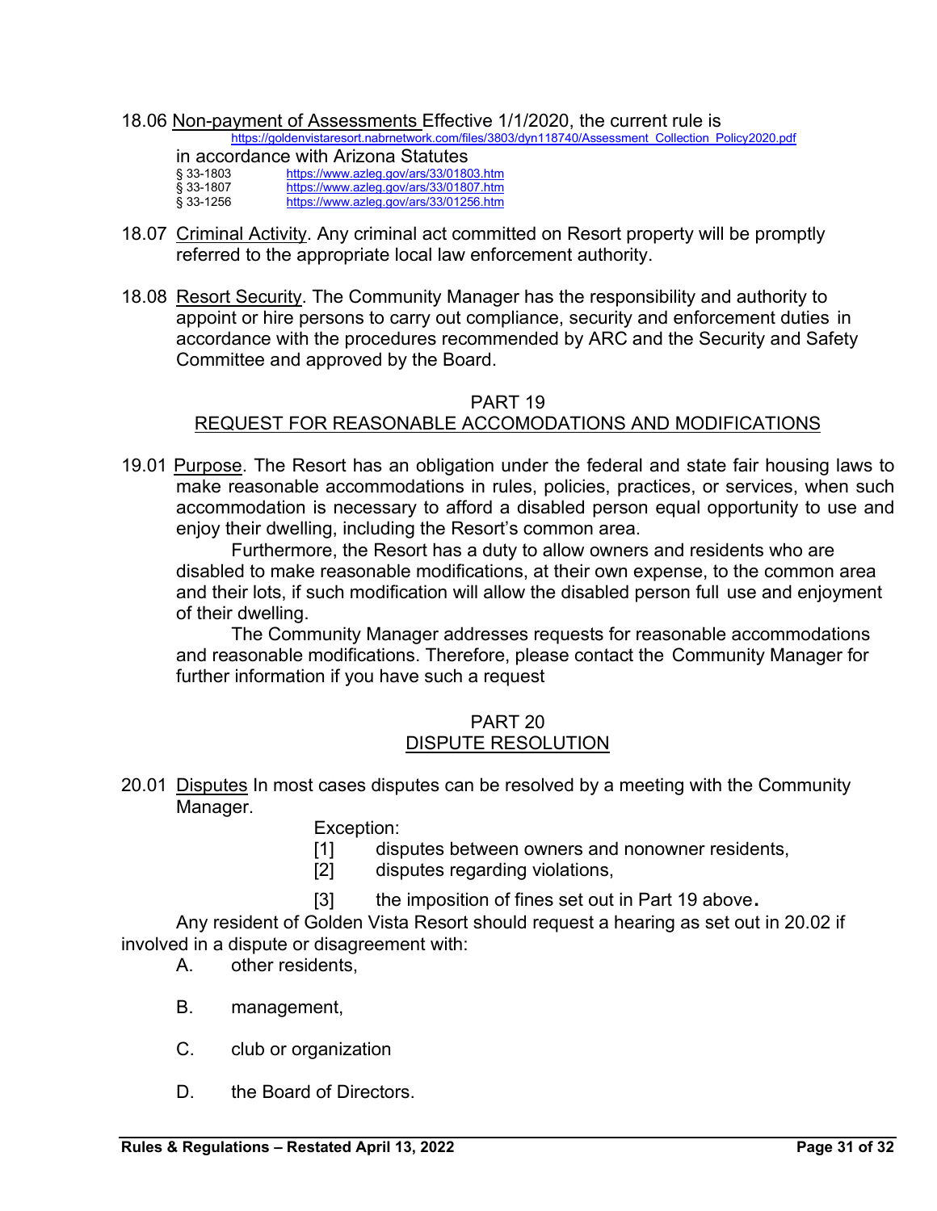18.06 Non-payment of Assessments Effective 1/1/2020, the current rule is https://goldenvistaresort.nabrnetwork.com/files/3803/dyn118740/Assessment_Collection_Policy2020.pdf

in accordance with Arizona Statutes

§ 33-1803 https://www.azleg.gov/ars/33/01803.htm
§ 33-1807 https://www.azleg.gov/ars/33/01807.htm
§ 33-1256 https://www.azleg.gov/ars/33/01256.htm

18.07 Criminal Activity. Any criminal act committed on Resort property will be promptly referred to the appropriate local law enforcement authority.

18.08 Resort Security. The Community Manager has the responsibility and authority to appoint or hire persons to carry out compliance, security and enforcement duties in accordance with the procedures recommended by ARC and the Security and Safety Committee and approved by the Board.

## PART 19
## REQUEST FOR REASONABLE ACCOMODATIONS AND MODIFICATIONS

19.01 Purpose. The Resort has an obligation under the federal and state fair housing laws to make reasonable accommodations in rules, policies, practices, or services, when such accommodation is necessary to afford a disabled person equal opportunity to use and enjoy their dwelling, including the Resort's common area.

Furthermore, the Resort has a duty to allow owners and residents who are disabled to make reasonable modifications, at their own expense, to the common area and their lots, if such modification will allow the disabled person full use and enjoyment of their dwelling.

The Community Manager addresses requests for reasonable accommodations and reasonable modifications. Therefore, please contact the Community Manager for further information if you have such a request

## PART 20
## DISPUTE RESOLUTION

20.01 Disputes In most cases disputes can be resolved by a meeting with the Community Manager.

Exception:

[1] disputes between owners and nonowner residents,
[2] disputes regarding violations,
[3] the imposition of fines set out in Part 19 above.

Any resident of Golden Vista Resort should request a hearing as set out in 20.02 if involved in a dispute or disagreement with:

A. other residents,

B. management,

C. club or organization

D. the Board of Directors.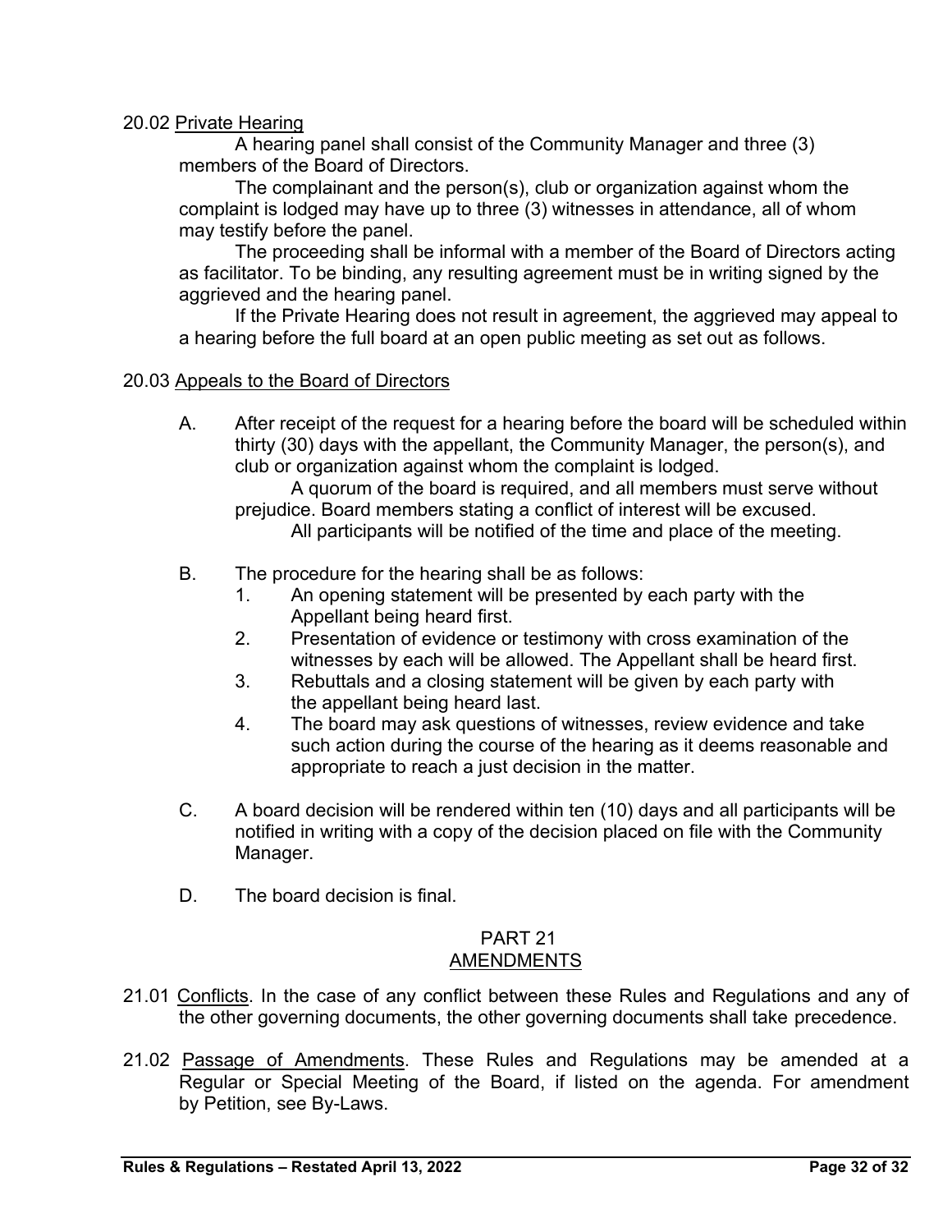20.02 Private Hearing

A hearing panel shall consist of the Community Manager and three (3) members of the Board of Directors.

The complainant and the person(s), club or organization against whom the complaint is lodged may have up to three (3) witnesses in attendance, all of whom may testify before the panel.

The proceeding shall be informal with a member of the Board of Directors acting as facilitator. To be binding, any resulting agreement must be in writing signed by the aggrieved and the hearing panel.

If the Private Hearing does not result in agreement, the aggrieved may appeal to a hearing before the full board at an open public meeting as set out as follows.

20.03 Appeals to the Board of Directors

A. After receipt of the request for a hearing before the board will be scheduled within thirty (30) days with the appellant, the Community Manager, the person(s), and club or organization against whom the complaint is lodged.

   A quorum of the board is required, and all members must serve without prejudice. Board members stating a conflict of interest will be excused.

   All participants will be notified of the time and place of the meeting.

B. The procedure for the hearing shall be as follows:
   1. An opening statement will be presented by each party with the Appellant being heard first.
   2. Presentation of evidence or testimony with cross examination of the witnesses by each will be allowed. The Appellant shall be heard first.
   3. Rebuttals and a closing statement will be given by each party with the appellant being heard last.
   4. The board may ask questions of witnesses, review evidence and take such action during the course of the hearing as it deems reasonable and appropriate to reach a just decision in the matter.

C. A board decision will be rendered within ten (10) days and all participants will be notified in writing with a copy of the decision placed on file with the Community Manager.

D. The board decision is final.

## PART 21
## AMENDMENTS

21.01 Conflicts. In the case of any conflict between these Rules and Regulations and any of the other governing documents, the other governing documents shall take precedence.

21.02 Passage of Amendments. These Rules and Regulations may be amended at a Regular or Special Meeting of the Board, if listed on the agenda. For amendment by Petition, see By-Laws.